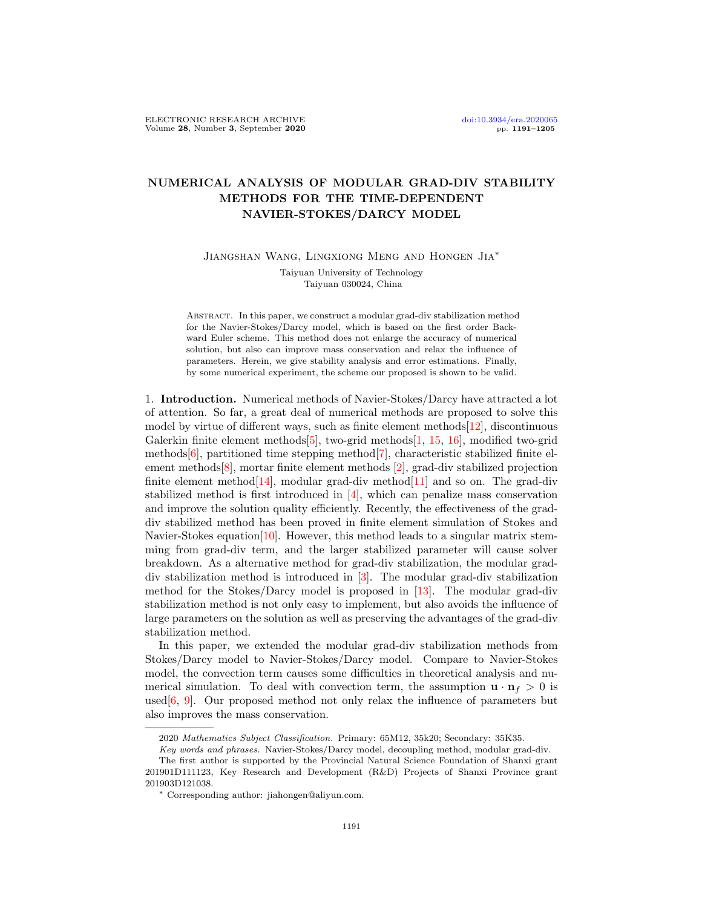# NUMERICAL ANALYSIS OF MODULAR GRAD-DIV STABILITY METHODS FOR THE TIME-DEPENDENT NAVIER-STOKES/DARCY MODEL

Jiangshan Wang, Lingxiong Meng and Hongen Jia*

Taiyuan University of Technology
Taiyuan 030024, China

Abstract. In this paper, we construct a modular grad-div stabilization method for the Navier-Stokes/Darcy model, which is based on the first order Backward Euler scheme. This method does not enlarge the accuracy of numerical solution, but also can improve mass conservation and relax the influence of parameters. Herein, we give stability analysis and error estimations. Finally, by some numerical experiment, the scheme our proposed is shown to be valid.

1. **Introduction.** Numerical methods of Navier-Stokes/Darcy have attracted a lot of attention. So far, a great deal of numerical methods are proposed to solve this model by virtue of different ways, such as finite element methods[12], discontinuous Galerkin finite element methods[5], two-grid methods[1, 15, 16], modified two-grid methods[6], partitioned time stepping method[7], characteristic stabilized finite element methods[8], mortar finite element methods [2], grad-div stabilized projection finite element method[14], modular grad-div method[11] and so on. The grad-div stabilized method is first introduced in [4], which can penalize mass conservation and improve the solution quality efficiently. Recently, the effectiveness of the grad-div stabilized method has been proved in finite element simulation of Stokes and Navier-Stokes equation[10]. However, this method leads to a singular matrix stemming from grad-div term, and the larger stabilized parameter will cause solver breakdown. As a alternative method for grad-div stabilization, the modular grad-div stabilization method is introduced in [3]. The modular grad-div stabilization method for the Stokes/Darcy model is proposed in [13]. The modular grad-div stabilization method is not only easy to implement, but also avoids the influence of large parameters on the solution as well as preserving the advantages of the grad-div stabilization method.

In this paper, we extended the modular grad-div stabilization methods from Stokes/Darcy model to Navier-Stokes/Darcy model. Compare to Navier-Stokes model, the convection term causes some difficulties in theoretical analysis and numerical simulation. To deal with convection term, the assumption $\mathbf{u} \cdot \mathbf{n}_f > 0$ is used[6, 9]. Our proposed method not only relax the influence of parameters but also improves the mass conservation.

---

2020 *Mathematics Subject Classification.* Primary: 65M12, 35k20; Secondary: 35K35.

*Key words and phrases.* Navier-Stokes/Darcy model, decoupling method, modular grad-div.

The first author is supported by the Provincial Natural Science Foundation of Shanxi grant 201901D111123, Key Research and Development (R&D) Projects of Shanxi Province grant 201903D121038.

* Corresponding author: jiahongen@aliyun.com.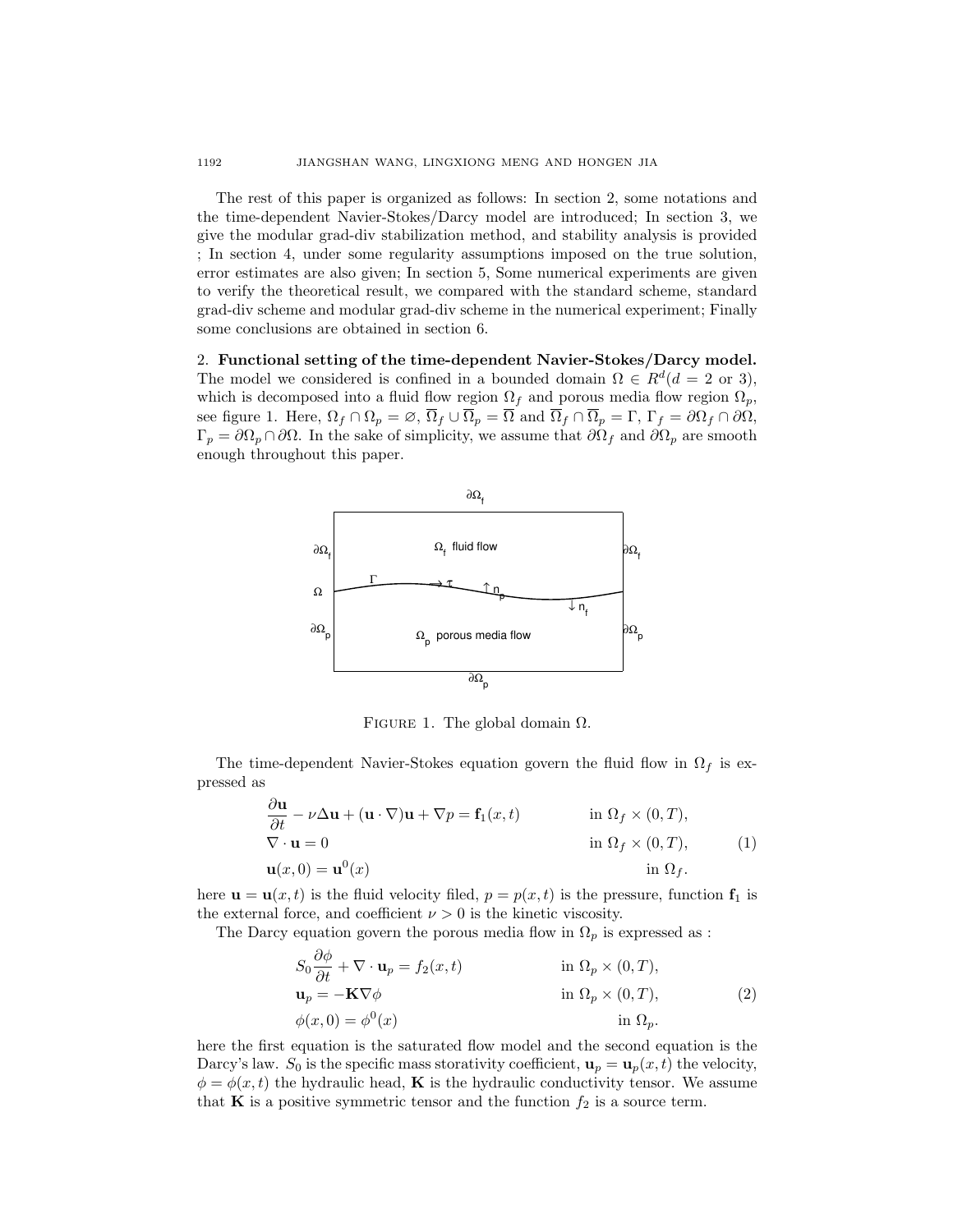The rest of this paper is organized as follows: In section 2, some notations and the time-dependent Navier-Stokes/Darcy model are introduced; In section 3, we give the modular grad-div stabilization method, and stability analysis is provided ; In section 4, under some regularity assumptions imposed on the true solution, error estimates are also given; In section 5, Some numerical experiments are given to verify the theoretical result, we compared with the standard scheme, standard grad-div scheme and modular grad-div scheme in the numerical experiment; Finally some conclusions are obtained in section 6.

## 2. Functional setting of the time-dependent Navier-Stokes/Darcy model.

The model we considered is confined in a bounded domain $\Omega \in R^d (d = 2 \text{ or } 3)$, which is decomposed into a fluid flow region $\Omega_f$ and porous media flow region $\Omega_p$, see figure 1. Here, $\Omega_f \cap \Omega_p = \varnothing$, $\overline{\Omega}_f \cup \overline{\Omega}_p = \overline{\Omega}$ and $\overline{\Omega}_f \cap \overline{\Omega}_p = \Gamma$, $\Gamma_f = \partial\Omega_f \cap \partial\Omega$, $\Gamma_p = \partial\Omega_p \cap \partial\Omega$. In the sake of simplicity, we assume that $\partial\Omega_f$ and $\partial\Omega_p$ are smooth enough throughout this paper.

FIGURE 1. The global domain $\Omega$.

The time-dependent Navier-Stokes equation govern the fluid flow in $\Omega_f$ is expressed as

$$
\begin{aligned}
&\frac{\partial \mathbf{u}}{\partial t} - \nu \Delta \mathbf{u} + (\mathbf{u} \cdot \nabla)\mathbf{u} + \nabla p = \mathbf{f}_1(x,t) && \text{in } \Omega_f \times (0,T), \\
&\nabla \cdot \mathbf{u} = 0 && \text{in } \Omega_f \times (0,T), \\
&\mathbf{u}(x,0) = \mathbf{u}^0(x) && \text{in } \Omega_f.
\end{aligned} \tag{1}
$$

here $\mathbf{u} = \mathbf{u}(x,t)$ is the fluid velocity filed, $p = p(x,t)$ is the pressure, function $\mathbf{f}_1$ is the external force, and coefficient $\nu > 0$ is the kinetic viscosity.

The Darcy equation govern the porous media flow in $\Omega_p$ is expressed as :

$$
\begin{aligned}
&S_0 \frac{\partial \phi}{\partial t} + \nabla \cdot \mathbf{u}_p = f_2(x,t) && \text{in } \Omega_p \times (0,T), \\
&\mathbf{u}_p = -\mathbf{K} \nabla \phi && \text{in } \Omega_p \times (0,T), \\
&\phi(x,0) = \phi^0(x) && \text{in } \Omega_p.
\end{aligned} \tag{2}
$$

here the first equation is the saturated flow model and the second equation is the Darcy's law. $S_0$ is the specific mass storativity coefficient, $\mathbf{u}_p = \mathbf{u}_p(x,t)$ the velocity, $\phi = \phi(x,t)$ the hydraulic head, $\mathbf{K}$ is the hydraulic conductivity tensor. We assume that $\mathbf{K}$ is a positive symmetric tensor and the function $f_2$ is a source term.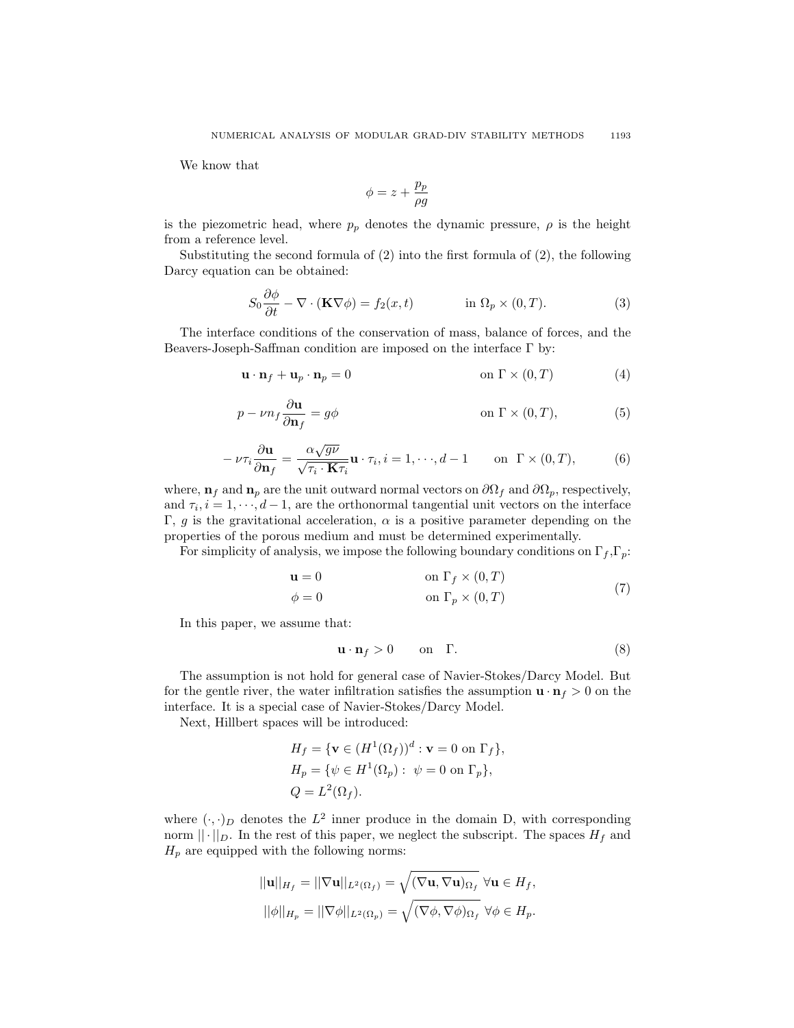We know that

$$\phi = z + \frac{p_p}{\rho g}$$

is the piezometric head, where $p_p$ denotes the dynamic pressure, $\rho$ is the height from a reference level.

Substituting the second formula of (2) into the first formula of (2), the following Darcy equation can be obtained:

$$S_0 \frac{\partial \phi}{\partial t} - \nabla \cdot (\mathbf{K} \nabla \phi) = f_2(x,t) \qquad \text{in } \Omega_p \times (0,T). \tag{3}$$

The interface conditions of the conservation of mass, balance of forces, and the Beavers-Joseph-Saffman condition are imposed on the interface $\Gamma$ by:

$$\mathbf{u} \cdot \mathbf{n}_f + \mathbf{u}_p \cdot \mathbf{n}_p = 0 \qquad \text{on } \Gamma \times (0,T) \tag{4}$$

$$p - \nu n_f \frac{\partial \mathbf{u}}{\partial \mathbf{n}_f} = g\phi \qquad \text{on } \Gamma \times (0,T), \tag{5}$$

$$-\nu \tau_i \frac{\partial \mathbf{u}}{\partial \mathbf{n}_f} = \frac{\alpha \sqrt{g\nu}}{\sqrt{\tau_i \cdot \mathbf{K} \tau_i}} \mathbf{u} \cdot \tau_i, i = 1, \cdots, d-1 \qquad \text{on } \Gamma \times (0,T), \tag{6}$$

where, $\mathbf{n}_f$ and $\mathbf{n}_p$ are the unit outward normal vectors on $\partial\Omega_f$ and $\partial\Omega_p$, respectively, and $\tau_i, i = 1, \cdots, d-1$, are the orthonormal tangential unit vectors on the interface $\Gamma$, $g$ is the gravitational acceleration, $\alpha$ is a positive parameter depending on the properties of the porous medium and must be determined experimentally.

For simplicity of analysis, we impose the following boundary conditions on $\Gamma_f$,$\Gamma_p$:

$$\begin{aligned} \mathbf{u} &= 0 \qquad && \text{on } \Gamma_f \times (0,T) \\ \phi &= 0 \qquad && \text{on } \Gamma_p \times (0,T) \end{aligned} \tag{7}$$

In this paper, we assume that:

$$\mathbf{u} \cdot \mathbf{n}_f > 0 \qquad \text{on} \quad \Gamma. \tag{8}$$

The assumption is not hold for general case of Navier-Stokes/Darcy Model. But for the gentle river, the water infiltration satisfies the assumption $\mathbf{u} \cdot \mathbf{n}_f > 0$ on the interface. It is a special case of Navier-Stokes/Darcy Model.

Next, Hillbert spaces will be introduced:

$$\begin{aligned} H_f &= \{\mathbf{v} \in (H^1(\Omega_f))^d : \mathbf{v} = 0 \text{ on } \Gamma_f\}, \\ H_p &= \{\psi \in H^1(\Omega_p) : \ \psi = 0 \text{ on } \Gamma_p\}, \\ Q &= L^2(\Omega_f). \end{aligned}$$

where $(\cdot,\cdot)_D$ denotes the $L^2$ inner produce in the domain D, with corresponding norm $||\cdot||_D$. In the rest of this paper, we neglect the subscript. The spaces $H_f$ and $H_p$ are equipped with the following norms:

$$||\mathbf{u}||_{H_f} = ||\nabla \mathbf{u}||_{L^2(\Omega_f)} = \sqrt{(\nabla \mathbf{u}, \nabla \mathbf{u})_{\Omega_f}} \ \forall \mathbf{u} \in H_f,$$

$$||\phi||_{H_p} = ||\nabla \phi||_{L^2(\Omega_p)} = \sqrt{(\nabla \phi, \nabla \phi)_{\Omega_f}} \ \forall \phi \in H_p.$$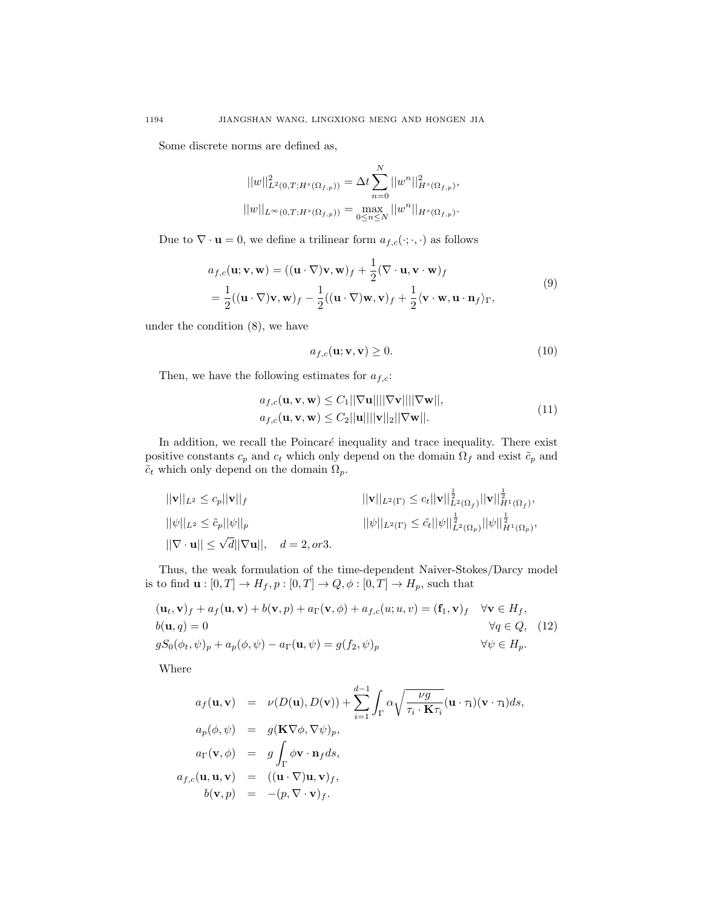Some discrete norms are defined as,

$$
||w||^2_{L^2(0,T;H^s(\Omega_{f,p}))} = \Delta t \sum_{n=0}^{N} ||w^n||^2_{H^s(\Omega_{f,p})},
$$

$$
||w||_{L^\infty(0,T;H^s(\Omega_{f,p}))} = \max_{0\le n\le N} ||w^n||_{H^s(\Omega_{f,p})}.
$$

Due to $\nabla \cdot \mathbf{u} = 0$, we define a trilinear form $a_{f,c}(\cdot;\cdot,\cdot)$ as follows

$$
\begin{aligned}
a_{f,c}(\mathbf{u};\mathbf{v},\mathbf{w}) &= ((\mathbf{u}\cdot\nabla)\mathbf{v},\mathbf{w})_f + \frac{1}{2}(\nabla\cdot\mathbf{u},\mathbf{v}\cdot\mathbf{w})_f \\
&= \frac{1}{2}((\mathbf{u}\cdot\nabla)\mathbf{v},\mathbf{w})_f - \frac{1}{2}((\mathbf{u}\cdot\nabla)\mathbf{w},\mathbf{v})_f + \frac{1}{2}\langle \mathbf{v}\cdot\mathbf{w},\mathbf{u}\cdot\mathbf{n}_f\rangle_\Gamma,
\end{aligned} \tag{9}
$$

under the condition (8), we have

$$
a_{f,c}(\mathbf{u};\mathbf{v},\mathbf{v}) \ge 0. \tag{10}
$$

Then, we have the following estimates for $a_{f,c}$:

$$
\begin{aligned}
a_{f,c}(\mathbf{u},\mathbf{v},\mathbf{w}) &\le C_1||\nabla\mathbf{u}||||\nabla\mathbf{v}||||\nabla\mathbf{w}||, \\
a_{f,c}(\mathbf{u},\mathbf{v},\mathbf{w}) &\le C_2||\mathbf{u}||||\mathbf{v}||_2||\nabla\mathbf{w}||.
\end{aligned} \tag{11}
$$

In addition, we recall the Poincaré inequality and trace inequality. There exist positive constants $c_p$ and $c_t$ which only depend on the domain $\Omega_f$ and exist $\tilde{c}_p$ and $\tilde{c}_t$ which only depend on the domain $\Omega_p$.

$$
\begin{aligned}
&||\mathbf{v}||_{L^2} \le c_p||\mathbf{v}||_f && ||\mathbf{v}||_{L^2(\Gamma)} \le c_t||\mathbf{v}||^{\frac{1}{2}}_{L^2(\Omega_f)}||\mathbf{v}||^{\frac{1}{2}}_{H^1(\Omega_f)}, \\
&||\psi||_{L^2} \le \tilde{c}_p||\psi||_p && ||\psi||_{L^2(\Gamma)} \le \tilde{c}_t||\psi||^{\frac{1}{2}}_{L^2(\Omega_p)}||\psi||^{\frac{1}{2}}_{H^1(\Omega_p)}, \\
&||\nabla\cdot\mathbf{u}|| \le \sqrt{d}||\nabla\mathbf{u}||, \quad d = 2, or 3.
\end{aligned}
$$

Thus, the weak formulation of the time-dependent Naiver-Stokes/Darcy model is to find $\mathbf{u} : [0,T] \to H_f, p : [0,T] \to Q, \phi : [0,T] \to H_p$, such that

$$
\begin{aligned}
&(\mathbf{u}_t,\mathbf{v})_f + a_f(\mathbf{u},\mathbf{v}) + b(\mathbf{v},p) + a_\Gamma(\mathbf{v},\phi) + a_{f,c}(u;u,v) = (\mathbf{f}_1,\mathbf{v})_f && \forall \mathbf{v} \in H_f, \\
&b(\mathbf{u},q) = 0 && \forall q \in Q, \\
&gS_0(\phi_t,\psi)_p + a_p(\phi,\psi) - a_\Gamma(\mathbf{u},\psi) = g(f_2,\psi)_p && \forall \psi \in H_p.
\end{aligned} \tag{12}
$$

Where

$$
\begin{aligned}
a_f(\mathbf{u},\mathbf{v}) &= \nu(D(\mathbf{u}),D(\mathbf{v})) + \sum_{i=1}^{d-1}\int_\Gamma \alpha\sqrt{\frac{\nu g}{\tau_i\cdot\mathbf{K}\tau_i}}(\mathbf{u}\cdot\tau_i)(\mathbf{v}\cdot\tau_i)ds, \\
a_p(\phi,\psi) &= g(\mathbf{K}\nabla\phi,\nabla\psi)_p, \\
a_\Gamma(\mathbf{v},\phi) &= g\int_\Gamma \phi\mathbf{v}\cdot\mathbf{n}_f ds, \\
a_{f,c}(\mathbf{u},\mathbf{u},\mathbf{v}) &= ((\mathbf{u}\cdot\nabla)\mathbf{u},\mathbf{v})_f, \\
b(\mathbf{v},p) &= -(p,\nabla\cdot\mathbf{v})_f.
\end{aligned}
$$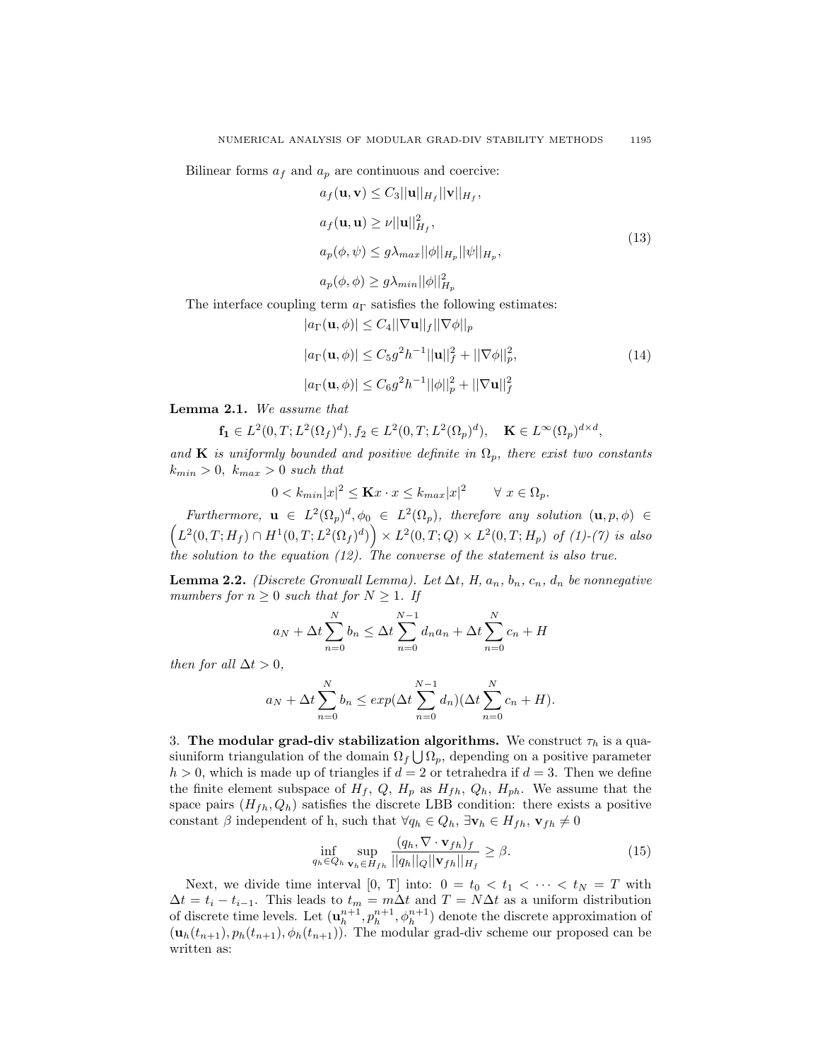Bilinear forms $a_f$ and $a_p$ are continuous and coercive:

$$
\begin{aligned}
&a_f(\mathbf{u},\mathbf{v}) \le C_3||\mathbf{u}||_{H_f}||\mathbf{v}||_{H_f},\\
&a_f(\mathbf{u},\mathbf{u}) \ge \nu||\mathbf{u}||_{H_f}^2,\\
&a_p(\phi,\psi) \le g\lambda_{max}||\phi||_{H_p}||\psi||_{H_p},\\
&a_p(\phi,\phi) \ge g\lambda_{min}||\phi||_{H_p}^2
\end{aligned}
\tag{13}
$$

The interface coupling term $a_\Gamma$ satisfies the following estimates:

$$
\begin{aligned}
&|a_\Gamma(\mathbf{u},\phi)| \le C_4||\nabla\mathbf{u}||_f||\nabla\phi||_p\\
&|a_\Gamma(\mathbf{u},\phi)| \le C_5 g^2 h^{-1}||\mathbf{u}||_f^2 + ||\nabla\phi||_p^2,\\
&|a_\Gamma(\mathbf{u},\phi)| \le C_6 g^2 h^{-1}||\phi||_p^2 + ||\nabla\mathbf{u}||_f^2
\end{aligned}
\tag{14}
$$

**Lemma 2.1.** *We assume that*

$$\mathbf{f_1} \in L^2(0,T;L^2(\Omega_f)^d), f_2 \in L^2(0,T;L^2(\Omega_p)^d), \quad \mathbf{K} \in L^\infty(\Omega_p)^{d\times d},$$

*and $\mathbf{K}$ is uniformly bounded and positive definite in $\Omega_p$, there exist two constants $k_{min} > 0,\ k_{max} > 0$ such that*

$$0 < k_{min}|x|^2 \le \mathbf{K}x\cdot x \le k_{max}|x|^2 \qquad \forall\ x \in \Omega_p.$$

*Furthermore, $\mathbf{u} \in L^2(\Omega_p)^d, \phi_0 \in L^2(\Omega_p)$, therefore any solution $(\mathbf{u},p,\phi) \in \left(L^2(0,T;H_f) \cap H^1(0,T;L^2(\Omega_f)^d)\right) \times L^2(0,T;Q) \times L^2(0,T;H_p)$ of (1)-(7) is also the solution to the equation (12). The converse of the statement is also true.*

**Lemma 2.2.** *(Discrete Gronwall Lemma). Let $\Delta t$, $H$, $a_n$, $b_n$, $c_n$, $d_n$ be nonnegative mumbers for $n \ge 0$ such that for $N \ge 1$. If*

$$a_N + \Delta t\sum_{n=0}^{N} b_n \le \Delta t\sum_{n=0}^{N-1} d_n a_n + \Delta t\sum_{n=0}^{N} c_n + H$$

*then for all $\Delta t > 0$,*

$$a_N + \Delta t\sum_{n=0}^{N} b_n \le exp(\Delta t\sum_{n=0}^{N-1} d_n)(\Delta t\sum_{n=0}^{N} c_n + H).$$

3. **The modular grad-div stabilization algorithms.** We construct $\tau_h$ is a quasiuniform triangulation of the domain $\Omega_f \bigcup \Omega_p$, depending on a positive parameter $h > 0$, which is made up of triangles if $d = 2$ or tetrahedra if $d = 3$. Then we define the finite element subspace of $H_f$, $Q$, $H_p$ as $H_{fh}$, $Q_h$, $H_{ph}$. We assume that the space pairs $(H_{fh}, Q_h)$ satisfies the discrete LBB condition: there exists a positive constant $\beta$ independent of h, such that $\forall q_h \in Q_h$, $\exists \mathbf{v}_h \in H_{fh}$, $\mathbf{v}_{fh} \ne 0$

$$\inf_{q_h\in Q_h}\sup_{\mathbf{v}_h\in H_{fh}} \frac{(q_h, \nabla\cdot\mathbf{v}_{fh})_f}{||q_h||_Q||\mathbf{v}_{fh}||_{H_f}} \ge \beta. \tag{15}$$

Next, we divide time interval [0, T] into: $0 = t_0 < t_1 < \cdots < t_N = T$ with $\Delta t = t_i - t_{i-1}$. This leads to $t_m = m\Delta t$ and $T = N\Delta t$ as a uniform distribution of discrete time levels. Let $(\mathbf{u}_h^{n+1}, p_h^{n+1}, \phi_h^{n+1})$ denote the discrete approximation of $(\mathbf{u}_h(t_{n+1}), p_h(t_{n+1}), \phi_h(t_{n+1}))$. The modular grad-div scheme our proposed can be written as: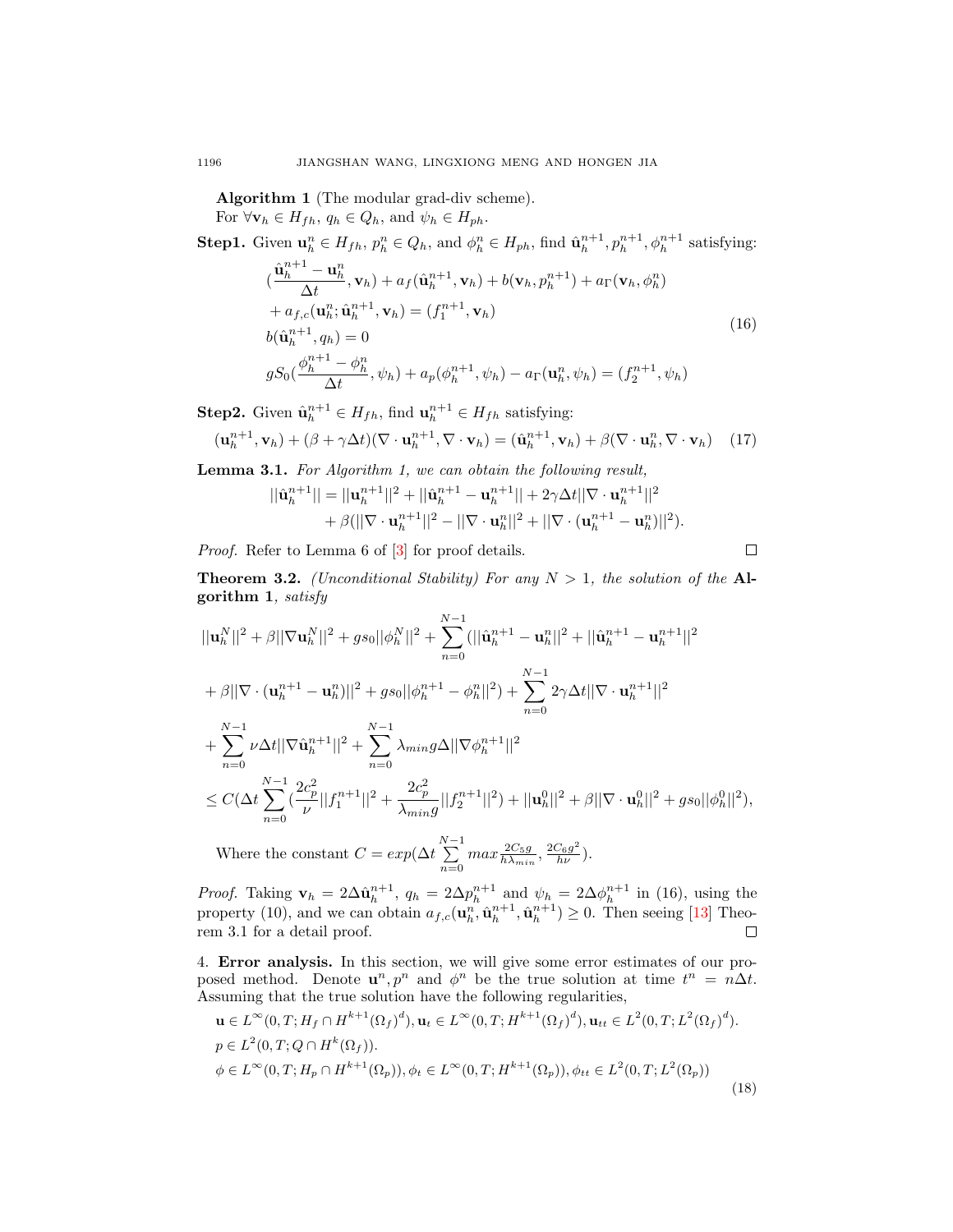**Algorithm 1** (The modular grad-div scheme).

For $\forall \mathbf{v}_h \in H_{fh}$, $q_h \in Q_h$, and $\psi_h \in H_{ph}$.

**Step1.** Given $\mathbf{u}_h^n \in H_{fh}$, $p_h^n \in Q_h$, and $\phi_h^n \in H_{ph}$, find $\hat{\mathbf{u}}_h^{n+1}, p_h^{n+1}, \phi_h^{n+1}$ satisfying:

$$
\begin{aligned}
&(\frac{\hat{\mathbf{u}}_h^{n+1}-\mathbf{u}_h^n}{\Delta t}, \mathbf{v}_h) + a_f(\hat{\mathbf{u}}_h^{n+1}, \mathbf{v}_h) + b(\mathbf{v}_h, p_h^{n+1}) + a_\Gamma(\mathbf{v}_h, \phi_h^n) \\
&+ a_{f,c}(\mathbf{u}_h^n; \hat{\mathbf{u}}_h^{n+1}, \mathbf{v}_h) = (f_1^{n+1}, \mathbf{v}_h) \\
&b(\hat{\mathbf{u}}_h^{n+1}, q_h) = 0 \\
&gS_0(\frac{\phi_h^{n+1}-\phi_h^n}{\Delta t}, \psi_h) + a_p(\phi_h^{n+1}, \psi_h) - a_\Gamma(\mathbf{u}_h^n, \psi_h) = (f_2^{n+1}, \psi_h)
\end{aligned}
\tag{16}
$$

**Step2.** Given $\hat{\mathbf{u}}_h^{n+1} \in H_{fh}$, find $\mathbf{u}_h^{n+1} \in H_{fh}$ satisfying:

$$
(\mathbf{u}_h^{n+1}, \mathbf{v}_h) + (\beta + \gamma\Delta t)(\nabla\cdot\mathbf{u}_h^{n+1}, \nabla\cdot\mathbf{v}_h) = (\hat{\mathbf{u}}_h^{n+1}, \mathbf{v}_h) + \beta(\nabla\cdot\mathbf{u}_h^n, \nabla\cdot\mathbf{v}_h) \tag{17}
$$

**Lemma 3.1.** *For Algorithm 1, we can obtain the following result,*

$$
\begin{aligned}
||\hat{\mathbf{u}}_h^{n+1}|| = &||\mathbf{u}_h^{n+1}||^2 + ||\hat{\mathbf{u}}_h^{n+1} - \mathbf{u}_h^{n+1}|| + 2\gamma\Delta t||\nabla\cdot\mathbf{u}_h^{n+1}||^2 \\
&+ \beta(||\nabla\cdot\mathbf{u}_h^{n+1}||^2 - ||\nabla\cdot\mathbf{u}_h^n||^2 + ||\nabla\cdot(\mathbf{u}_h^{n+1} - \mathbf{u}_h^n)||^2).
\end{aligned}
$$

*Proof.* Refer to Lemma 6 of [3] for proof details. □

**Theorem 3.2.** *(Unconditional Stability) For any $N > 1$, the solution of the* **Algorithm 1**, *satisfy*

$$
\begin{aligned}
&||\mathbf{u}_h^N||^2 + \beta||\nabla\mathbf{u}_h^N||^2 + gs_0||\phi_h^N||^2 + \sum_{n=0}^{N-1}(||\hat{\mathbf{u}}_h^{n+1} - \mathbf{u}_h^n||^2 + ||\hat{\mathbf{u}}_h^{n+1} - \mathbf{u}_h^{n+1}||^2 \\
&+ \beta||\nabla\cdot(\mathbf{u}_h^{n+1} - \mathbf{u}_h^n)||^2 + gs_0||\phi_h^{n+1} - \phi_h^n||^2) + \sum_{n=0}^{N-1} 2\gamma\Delta t||\nabla\cdot\mathbf{u}_h^{n+1}||^2 \\
&+ \sum_{n=0}^{N-1}\nu\Delta t||\nabla\hat{\mathbf{u}}_h^{n+1}||^2 + \sum_{n=0}^{N-1}\lambda_{min} g\Delta||\nabla\phi_h^{n+1}||^2 \\
&\le C(\Delta t\sum_{n=0}^{N-1}(\frac{2c_p^2}{\nu}||f_1^{n+1}||^2 + \frac{2c_p^2}{\lambda_{min} g}||f_2^{n+1}||^2) + ||\mathbf{u}_h^0||^2 + \beta||\nabla\cdot\mathbf{u}_h^0||^2 + gs_0||\phi_h^0||^2),
\end{aligned}
$$

Where the constant $C = exp(\Delta t \sum_{n=0}^{N-1} max\frac{2C_5 g}{h\lambda_{min}}, \frac{2C_6 g^2}{h\nu})$.

*Proof.* Taking $\mathbf{v}_h = 2\Delta\hat{\mathbf{u}}_h^{n+1}$, $q_h = 2\Delta p_h^{n+1}$ and $\psi_h = 2\Delta\phi_h^{n+1}$ in (16), using the property (10), and we can obtain $a_{f,c}(\mathbf{u}_h^n, \hat{\mathbf{u}}_h^{n+1}, \hat{\mathbf{u}}_h^{n+1}) \ge 0$. Then seeing [13] Theorem 3.1 for a detail proof. □

4. **Error analysis.** In this section, we will give some error estimates of our proposed method. Denote $\mathbf{u}^n, p^n$ and $\phi^n$ be the true solution at time $t^n = n\Delta t$. Assuming that the true solution have the following regularities,

$$
\begin{aligned}
&\mathbf{u} \in L^\infty(0,T; H_f \cap H^{k+1}(\Omega_f)^d), \mathbf{u}_t \in L^\infty(0,T; H^{k+1}(\Omega_f)^d), \mathbf{u}_{tt} \in L^2(0,T; L^2(\Omega_f)^d). \\
&p \in L^2(0,T; Q \cap H^k(\Omega_f)). \\
&\phi \in L^\infty(0,T; H_p \cap H^{k+1}(\Omega_p)), \phi_t \in L^\infty(0,T; H^{k+1}(\Omega_p)), \phi_{tt} \in L^2(0,T; L^2(\Omega_p))
\end{aligned}
\tag{18}
$$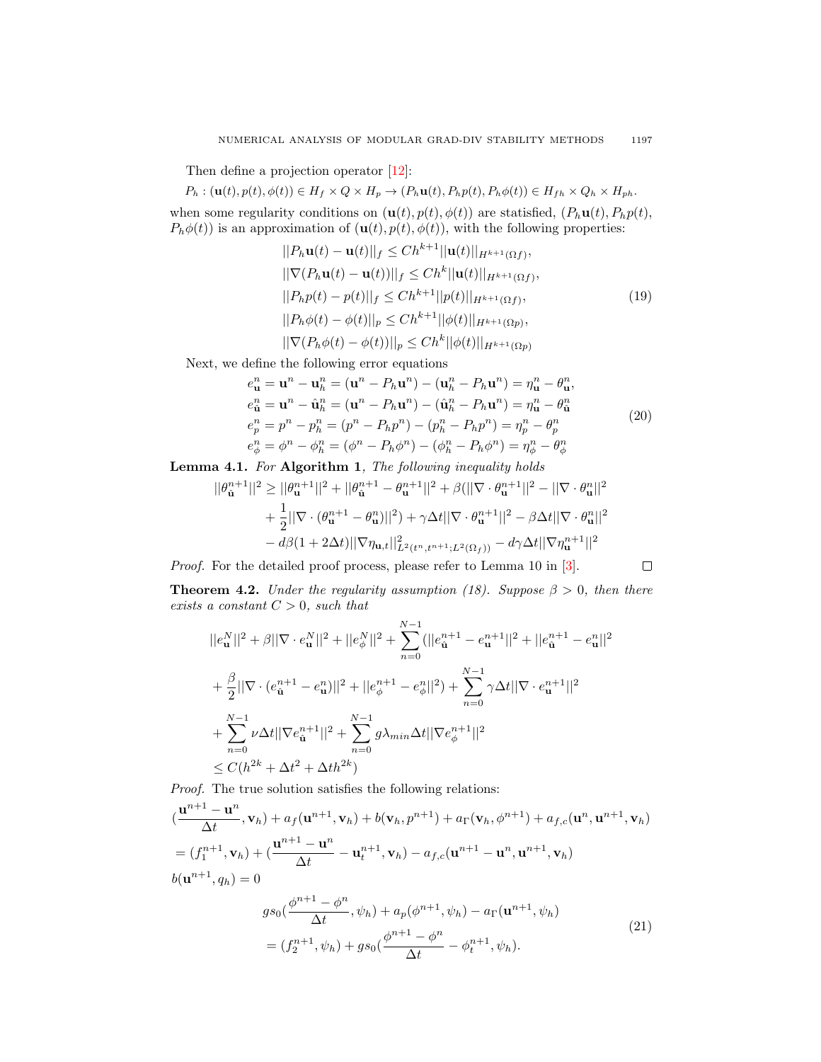Then define a projection operator [12]:

$$P_h : (\mathbf{u}(t), p(t), \phi(t)) \in H_f \times Q \times H_p \to (P_h\mathbf{u}(t), P_h p(t), P_h\phi(t)) \in H_{fh} \times Q_h \times H_{ph}.$$

when some regularity conditions on $(\mathbf{u}(t), p(t), \phi(t))$ are statisfied, $(P_h\mathbf{u}(t), P_h p(t), P_h\phi(t))$ is an approximation of $(\mathbf{u}(t), p(t), \phi(t))$, with the following properties:

$$\begin{aligned}
&||P_h\mathbf{u}(t) - \mathbf{u}(t)||_f \le Ch^{k+1}||\mathbf{u}(t)||_{H^{k+1}(\Omega f)},\\
&||\nabla(P_h\mathbf{u}(t) - \mathbf{u}(t))||_f \le Ch^{k}||\mathbf{u}(t)||_{H^{k+1}(\Omega f)},\\
&||P_h p(t) - p(t)||_f \le Ch^{k+1}||p(t)||_{H^{k+1}(\Omega f)},\\
&||P_h\phi(t) - \phi(t)||_p \le Ch^{k+1}||\phi(t)||_{H^{k+1}(\Omega p)},\\
&||\nabla(P_h\phi(t) - \phi(t))||_p \le Ch^{k}||\phi(t)||_{H^{k+1}(\Omega p)}
\end{aligned} \tag{19}$$

Next, we define the following error equations

$$\begin{aligned}
e^n_{\mathbf{u}} &= \mathbf{u}^n - \mathbf{u}^n_h = (\mathbf{u}^n - P_h\mathbf{u}^n) - (\mathbf{u}^n_h - P_h\mathbf{u}^n) = \eta^n_{\mathbf{u}} - \theta^n_{\mathbf{u}},\\
e^n_{\hat{\mathbf{u}}} &= \mathbf{u}^n - \hat{\mathbf{u}}^n_h = (\mathbf{u}^n - P_h\mathbf{u}^n) - (\hat{\mathbf{u}}^n_h - P_h\mathbf{u}^n) = \eta^n_{\mathbf{u}} - \theta^n_{\hat{\mathbf{u}}}\\
e^n_p &= p^n - p^n_h = (p^n - P_h p^n) - (p^n_h - P_h p^n) = \eta^n_p - \theta^n_p\\
e^n_\phi &= \phi^n - \phi^n_h = (\phi^n - P_h\phi^n) - (\phi^n_h - P_h\phi^n) = \eta^n_\phi - \theta^n_\phi
\end{aligned} \tag{20}$$

**Lemma 4.1.** *For* **Algorithm 1***, The following inequality holds*

$$\begin{aligned}
||\theta^{n+1}_{\hat{\mathbf{u}}}||^2 \ge{}& ||\theta^{n+1}_{\mathbf{u}}||^2 + ||\theta^{n+1}_{\hat{\mathbf{u}}} - \theta^{n+1}_{\mathbf{u}}||^2 + \beta(||\nabla\cdot\theta^{n+1}_{\mathbf{u}}||^2 - ||\nabla\cdot\theta^n_{\mathbf{u}}||^2\\
&+ \frac{1}{2}||\nabla\cdot(\theta^{n+1}_{\mathbf{u}} - \theta^n_{\mathbf{u}})||^2) + \gamma\Delta t||\nabla\cdot\theta^{n+1}_{\mathbf{u}}||^2 - \beta\Delta t||\nabla\cdot\theta^n_{\mathbf{u}}||^2\\
&- d\beta(1+2\Delta t)||\nabla\eta_{\mathbf{u},t}||^2_{L^2(t^n,t^{n+1};L^2(\Omega_f))} - d\gamma\Delta t||\nabla\eta^{n+1}_{\mathbf{u}}||^2
\end{aligned}$$

*Proof.* For the detailed proof process, please refer to Lemma 10 in [3]. □

**Theorem 4.2.** *Under the regularity assumption (18). Suppose $\beta > 0$, then there exists a constant $C > 0$, such that*

$$\begin{aligned}
&||e^N_{\mathbf{u}}||^2 + \beta||\nabla\cdot e^N_{\mathbf{u}}||^2 + ||e^N_\phi||^2 + \sum_{n=0}^{N-1}(||e^{n+1}_{\hat{\mathbf{u}}} - e^{n+1}_{\mathbf{u}}||^2 + ||e^{n+1}_{\hat{\mathbf{u}}} - e^n_{\mathbf{u}}||^2\\
&+ \frac{\beta}{2}||\nabla\cdot(e^{n+1}_{\hat{\mathbf{u}}} - e^n_{\mathbf{u}})||^2 + ||e^{n+1}_\phi - e^n_\phi||^2) + \sum_{n=0}^{N-1}\gamma\Delta t||\nabla\cdot e^{n+1}_{\mathbf{u}}||^2\\
&+ \sum_{n=0}^{N-1}\nu\Delta t||\nabla e^{n+1}_{\hat{\mathbf{u}}}||^2 + \sum_{n=0}^{N-1}g\lambda_{min}\Delta t||\nabla e^{n+1}_\phi||^2\\
&\le C(h^{2k} + \Delta t^2 + \Delta t h^{2k})
\end{aligned}$$

*Proof.* The true solution satisfies the following relations:

$$\begin{aligned}
&(\frac{\mathbf{u}^{n+1} - \mathbf{u}^n}{\Delta t}, \mathbf{v}_h) + a_f(\mathbf{u}^{n+1}, \mathbf{v}_h) + b(\mathbf{v}_h, p^{n+1}) + a_\Gamma(\mathbf{v}_h, \phi^{n+1}) + a_{f,c}(\mathbf{u}^n, \mathbf{u}^{n+1}, \mathbf{v}_h)\\
&= (f^{n+1}_1, \mathbf{v}_h) + (\frac{\mathbf{u}^{n+1} - \mathbf{u}^n}{\Delta t} - \mathbf{u}^{n+1}_t, \mathbf{v}_h) - a_{f,c}(\mathbf{u}^{n+1} - \mathbf{u}^n, \mathbf{u}^{n+1}, \mathbf{v}_h)\\
&b(\mathbf{u}^{n+1}, q_h) = 0
\end{aligned}$$

$$\begin{aligned}
&gs_0(\frac{\phi^{n+1} - \phi^n}{\Delta t}, \psi_h) + a_p(\phi^{n+1}, \psi_h) - a_\Gamma(\mathbf{u}^{n+1}, \psi_h)\\
&= (f^{n+1}_2, \psi_h) + gs_0(\frac{\phi^{n+1} - \phi^n}{\Delta t} - \phi^{n+1}_t, \psi_h).
\end{aligned} \tag{21}$$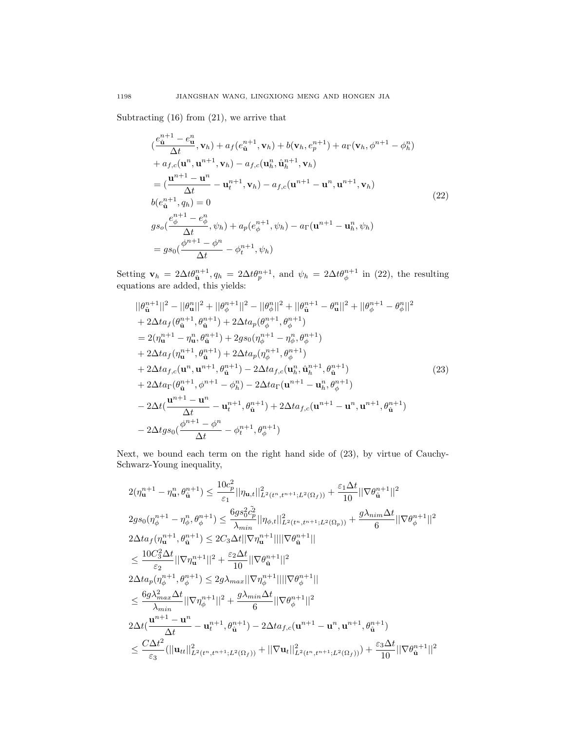Subtracting (16) from (21), we arrive that

$$
\begin{aligned}
&(\frac{e_{\hat{\mathbf{u}}}^{n+1} - e_{\mathbf{u}}^{n}}{\Delta t}, \mathbf{v}_h) + a_f(e_{\hat{\mathbf{u}}}^{n+1}, \mathbf{v}_h) + b(\mathbf{v}_h, e_p^{n+1}) + a_\Gamma(\mathbf{v}_h, \phi^{n+1} - \phi_h^n) \\
&+ a_{f,c}(\mathbf{u}^n, \mathbf{u}^{n+1}, \mathbf{v}_h) - a_{f,c}(\mathbf{u}_h^n, \hat{\mathbf{u}}_h^{n+1}, \mathbf{v}_h) \\
&= (\frac{\mathbf{u}^{n+1} - \mathbf{u}^n}{\Delta t} - \mathbf{u}_t^{n+1}, \mathbf{v}_h) - a_{f,c}(\mathbf{u}^{n+1} - \mathbf{u}^n, \mathbf{u}^{n+1}, \mathbf{v}_h) \\
&b(e_{\hat{\mathbf{u}}}^{n+1}, q_h) = 0 \\
&gs_o(\frac{e_\phi^{n+1} - e_\phi^n}{\Delta t}, \psi_h) + a_p(e_\phi^{n+1}, \psi_h) - a_\Gamma(\mathbf{u}^{n+1} - \mathbf{u}_h^n, \psi_h) \\
&= gs_0(\frac{\phi^{n+1} - \phi^n}{\Delta t} - \phi_t^{n+1}, \psi_h)
\end{aligned}
\tag{22}
$$

Setting $\mathbf{v}_h = 2\Delta t \theta_{\hat{\mathbf{u}}}^{n+1}, q_h = 2\Delta t \theta_p^{n+1}$, and $\psi_h = 2\Delta t \theta_\phi^{n+1}$ in (22), the resulting equations are added, this yields:

$$
\begin{aligned}
&||\theta_{\hat{\mathbf{u}}}^{n+1}||^2 - ||\theta_{\mathbf{u}}^n||^2 + ||\theta_\phi^{n+1}||^2 - ||\theta_\phi^n||^2 + ||\theta_{\hat{\mathbf{u}}}^{n+1} - \theta_{\mathbf{u}}^n||^2 + ||\theta_\phi^{n+1} - \theta_\phi^n||^2 \\
&+ 2\Delta t a_f(\theta_{\hat{\mathbf{u}}}^{n+1}, \theta_{\hat{\mathbf{u}}}^{n+1}) + 2\Delta t a_p(\theta_\phi^{n+1}, \theta_\phi^{n+1}) \\
&= 2(\eta_{\mathbf{u}}^{n+1} - \eta_{\mathbf{u}}^n, \theta_{\hat{\mathbf{u}}}^{n+1}) + 2gs_0(\eta_\phi^{n+1} - \eta_\phi^n, \theta_\phi^{n+1}) \\
&+ 2\Delta t a_f(\eta_{\mathbf{u}}^{n+1}, \theta_{\hat{\mathbf{u}}}^{n+1}) + 2\Delta t a_p(\eta_\phi^{n+1}, \theta_\phi^{n+1}) \\
&+ 2\Delta t a_{f,c}(\mathbf{u}^n, \mathbf{u}^{n+1}, \theta_{\hat{\mathbf{u}}}^{n+1}) - 2\Delta t a_{f,c}(\mathbf{u}_h^n, \hat{\mathbf{u}}_h^{n+1}, \theta_{\hat{\mathbf{u}}}^{n+1}) \\
&+ 2\Delta t a_\Gamma(\theta_{\hat{\mathbf{u}}}^{n+1}, \phi^{n+1} - \phi_h^n) - 2\Delta t a_\Gamma(\mathbf{u}^{n+1} - \mathbf{u}_h^n, \theta_\phi^{n+1}) \\
&- 2\Delta t(\frac{\mathbf{u}^{n+1} - \mathbf{u}^n}{\Delta t} - \mathbf{u}_t^{n+1}, \theta_{\hat{\mathbf{u}}}^{n+1}) + 2\Delta t a_{f,c}(\mathbf{u}^{n+1} - \mathbf{u}^n, \mathbf{u}^{n+1}, \theta_{\hat{\mathbf{u}}}^{n+1}) \\
&- 2\Delta t g s_0(\frac{\phi^{n+1} - \phi^n}{\Delta t} - \phi_t^{n+1}, \theta_\phi^{n+1})
\end{aligned}
\tag{23}
$$

Next, we bound each term on the right hand side of (23), by virtue of Cauchy-Schwarz-Young inequality,

$$
\begin{aligned}
&2(\eta_{\mathbf{u}}^{n+1} - \eta_{\mathbf{u}}^n, \theta_{\hat{\mathbf{u}}}^{n+1}) \leq \frac{10c_p^2}{\varepsilon_1}||\eta_{\mathbf{u},t}||^2_{L^2(t^n,t^{n+1};L^2(\Omega_f))} + \frac{\varepsilon_1 \Delta t}{10}||\nabla \theta_{\hat{\mathbf{u}}}^{n+1}||^2 \\
&2gs_0(\eta_\phi^{n+1} - \eta_\phi^n, \theta_\phi^{n+1}) \leq \frac{6gs_0^2\tilde{c}_p^2}{\lambda_{min}}||\eta_{\phi,t}||^2_{L^2(t^n,t^{n+1};L^2(\Omega_p))} + \frac{g\lambda_{nim}\Delta t}{6}||\nabla \theta_\phi^{n+1}||^2 \\
&2\Delta t a_f(\eta_{\mathbf{u}}^{n+1}, \theta_{\hat{\mathbf{u}}}^{n+1}) \leq 2C_3\Delta t||\nabla \eta_{\mathbf{u}}^{n+1}||||\nabla \theta_{\hat{\mathbf{u}}}^{n+1}|| \\
&\leq \frac{10C_3^2\Delta t}{\varepsilon_2}||\nabla \eta_{\mathbf{u}}^{n+1}||^2 + \frac{\varepsilon_2 \Delta t}{10}||\nabla \theta_{\hat{\mathbf{u}}}^{n+1}||^2 \\
&2\Delta t a_p(\eta_\phi^{n+1}, \theta_\phi^{n+1}) \leq 2g\lambda_{max}||\nabla \eta_\phi^{n+1}||||\nabla \theta_\phi^{n+1}|| \\
&\leq \frac{6g\lambda_{max}^2\Delta t}{\lambda_{min}}||\nabla \eta_\phi^{n+1}||^2 + \frac{g\lambda_{min}\Delta t}{6}||\nabla \theta_\phi^{n+1}||^2 \\
&2\Delta t(\frac{\mathbf{u}^{n+1} - \mathbf{u}^n}{\Delta t} - \mathbf{u}_t^{n+1}, \theta_{\hat{\mathbf{u}}}^{n+1}) - 2\Delta t a_{f,c}(\mathbf{u}^{n+1} - \mathbf{u}^n, \mathbf{u}^{n+1}, \theta_{\hat{\mathbf{u}}}^{n+1}) \\
&\leq \frac{C\Delta t^2}{\varepsilon_3}(||\mathbf{u}_{tt}||^2_{L^2(t^n,t^{n+1};L^2(\Omega_f))} + ||\nabla \mathbf{u}_t||^2_{L^2(t^n,t^{n+1};L^2(\Omega_f))}) + \frac{\varepsilon_3 \Delta t}{10}||\nabla \theta_{\hat{\mathbf{u}}}^{n+1}||^2
\end{aligned}
$$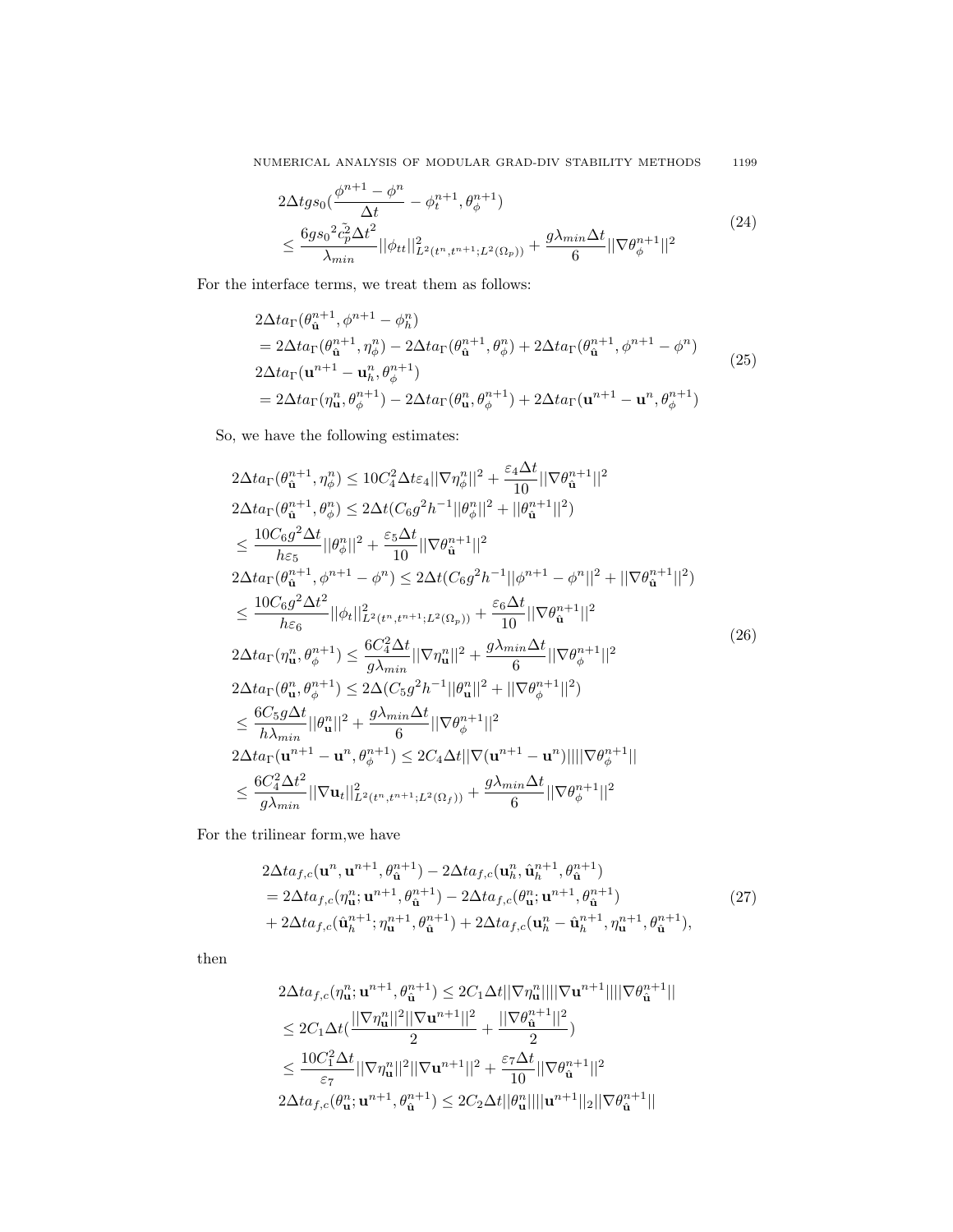$$
\begin{aligned}
&2\Delta t g s_0 (\frac{\phi^{n+1}-\phi^n}{\Delta t} - \phi_t^{n+1}, \theta_\phi^{n+1}) \\
&\leq \frac{6 g {s_0}^2 \tilde{c}_p^2 \Delta t^2}{\lambda_{min}} ||\phi_{tt}||^2_{L^2(t^n,t^{n+1};L^2(\Omega_p))} + \frac{g\lambda_{min}\Delta t}{6} ||\nabla \theta_\phi^{n+1}||^2
\end{aligned}
\tag{24}
$$

For the interface terms, we treat them as follows:

$$
\begin{aligned}
&2\Delta t a_\Gamma(\theta_{\hat{\mathbf{u}}}^{n+1}, \phi^{n+1} - \phi_h^n) \\
&= 2\Delta t a_\Gamma(\theta_{\hat{\mathbf{u}}}^{n+1}, \eta_\phi^n) - 2\Delta t a_\Gamma(\theta_{\hat{\mathbf{u}}}^{n+1}, \theta_\phi^n) + 2\Delta t a_\Gamma(\theta_{\hat{\mathbf{u}}}^{n+1}, \phi^{n+1} - \phi^n) \\
&2\Delta t a_\Gamma(\mathbf{u}^{n+1} - \mathbf{u}_h^n, \theta_\phi^{n+1}) \\
&= 2\Delta t a_\Gamma(\eta_{\mathbf{u}}^n, \theta_\phi^{n+1}) - 2\Delta t a_\Gamma(\theta_{\mathbf{u}}^n, \theta_\phi^{n+1}) + 2\Delta t a_\Gamma(\mathbf{u}^{n+1} - \mathbf{u}^n, \theta_\phi^{n+1})
\end{aligned}
\tag{25}
$$

So, we have the following estimates:

$$
\begin{aligned}
&2\Delta t a_\Gamma(\theta_{\hat{\mathbf{u}}}^{n+1}, \eta_\phi^n) \leq 10 C_4^2 \Delta t \varepsilon_4 ||\nabla \eta_\phi^n||^2 + \frac{\varepsilon_4 \Delta t}{10} ||\nabla \theta_{\hat{\mathbf{u}}}^{n+1}||^2 \\
&2\Delta t a_\Gamma(\theta_{\hat{\mathbf{u}}}^{n+1}, \theta_\phi^n) \leq 2\Delta t (C_6 g^2 h^{-1} ||\theta_\phi^n||^2 + ||\theta_{\hat{\mathbf{u}}}^{n+1}||^2) \\
&\leq \frac{10 C_6 g^2 \Delta t}{h \varepsilon_5} ||\theta_\phi^n||^2 + \frac{\varepsilon_5 \Delta t}{10} ||\nabla \theta_{\hat{\mathbf{u}}}^{n+1}||^2 \\
&2\Delta t a_\Gamma(\theta_{\hat{\mathbf{u}}}^{n+1}, \phi^{n+1} - \phi^n) \leq 2\Delta t (C_6 g^2 h^{-1} ||\phi^{n+1} - \phi^n||^2 + ||\nabla \theta_{\hat{\mathbf{u}}}^{n+1}||^2) \\
&\leq \frac{10 C_6 g^2 \Delta t^2}{h \varepsilon_6} ||\phi_t||^2_{L^2(t^n,t^{n+1};L^2(\Omega_p))} + \frac{\varepsilon_6 \Delta t}{10} ||\nabla \theta_{\hat{\mathbf{u}}}^{n+1}||^2 \\
&2\Delta t a_\Gamma(\eta_{\mathbf{u}}^n, \theta_\phi^{n+1}) \leq \frac{6 C_4^2 \Delta t}{g \lambda_{min}} ||\nabla \eta_{\mathbf{u}}^n||^2 + \frac{g \lambda_{min} \Delta t}{6} ||\nabla \theta_\phi^{n+1}||^2 \\
&2\Delta t a_\Gamma(\theta_{\mathbf{u}}^n, \theta_\phi^{n+1}) \leq 2\Delta (C_5 g^2 h^{-1} ||\theta_{\mathbf{u}}^n||^2 + ||\nabla \theta_\phi^{n+1}||^2) \\
&\leq \frac{6 C_5 g \Delta t}{h \lambda_{min}} ||\theta_{\mathbf{u}}^n||^2 + \frac{g \lambda_{min} \Delta t}{6} ||\nabla \theta_\phi^{n+1}||^2 \\
&2\Delta t a_\Gamma(\mathbf{u}^{n+1} - \mathbf{u}^n, \theta_\phi^{n+1}) \leq 2 C_4 \Delta t ||\nabla(\mathbf{u}^{n+1} - \mathbf{u}^n)|| ||\nabla \theta_\phi^{n+1}|| \\
&\leq \frac{6 C_4^2 \Delta t^2}{g \lambda_{min}} ||\nabla \mathbf{u}_t||^2_{L^2(t^n,t^{n+1};L^2(\Omega_f))} + \frac{g \lambda_{min} \Delta t}{6} ||\nabla \theta_\phi^{n+1}||^2
\end{aligned}
\tag{26}
$$

For the trilinear form,we have

$$
\begin{aligned}
&2\Delta t a_{f,c}(\mathbf{u}^n, \mathbf{u}^{n+1}, \theta_{\hat{\mathbf{u}}}^{n+1}) - 2\Delta t a_{f,c}(\mathbf{u}_h^n, \hat{\mathbf{u}}_h^{n+1}, \theta_{\hat{\mathbf{u}}}^{n+1}) \\
&= 2\Delta t a_{f,c}(\eta_{\mathbf{u}}^n; \mathbf{u}^{n+1}, \theta_{\hat{\mathbf{u}}}^{n+1}) - 2\Delta t a_{f,c}(\theta_{\mathbf{u}}^n; \mathbf{u}^{n+1}, \theta_{\hat{\mathbf{u}}}^{n+1}) \\
&+ 2\Delta t a_{f,c}(\hat{\mathbf{u}}_h^{n+1}; \eta_{\mathbf{u}}^{n+1}, \theta_{\hat{\mathbf{u}}}^{n+1}) + 2\Delta t a_{f,c}(\mathbf{u}_h^n - \hat{\mathbf{u}}_h^{n+1}, \eta_{\mathbf{u}}^{n+1}, \theta_{\hat{\mathbf{u}}}^{n+1}),
\end{aligned}
\tag{27}
$$

then

$$
\begin{aligned}
&2\Delta t a_{f,c}(\eta_{\mathbf{u}}^n; \mathbf{u}^{n+1}, \theta_{\hat{\mathbf{u}}}^{n+1}) \leq 2 C_1 \Delta t ||\nabla \eta_{\mathbf{u}}^n|| ||\nabla \mathbf{u}^{n+1}|| ||\nabla \theta_{\hat{\mathbf{u}}}^{n+1}|| \\
&\leq 2 C_1 \Delta t (\frac{||\nabla \eta_{\mathbf{u}}^n||^2 ||\nabla \mathbf{u}^{n+1}||^2}{2} + \frac{||\nabla \theta_{\hat{\mathbf{u}}}^{n+1}||^2}{2}) \\
&\leq \frac{10 C_1^2 \Delta t}{\varepsilon_7} ||\nabla \eta_{\mathbf{u}}^n||^2 ||\nabla \mathbf{u}^{n+1}||^2 + \frac{\varepsilon_7 \Delta t}{10} ||\nabla \theta_{\hat{\mathbf{u}}}^{n+1}||^2 \\
&2\Delta t a_{f,c}(\theta_{\mathbf{u}}^n; \mathbf{u}^{n+1}, \theta_{\hat{\mathbf{u}}}^{n+1}) \leq 2 C_2 \Delta t ||\theta_{\mathbf{u}}^n|| ||\mathbf{u}^{n+1}||_2 ||\nabla \theta_{\hat{\mathbf{u}}}^{n+1}||
\end{aligned}
$$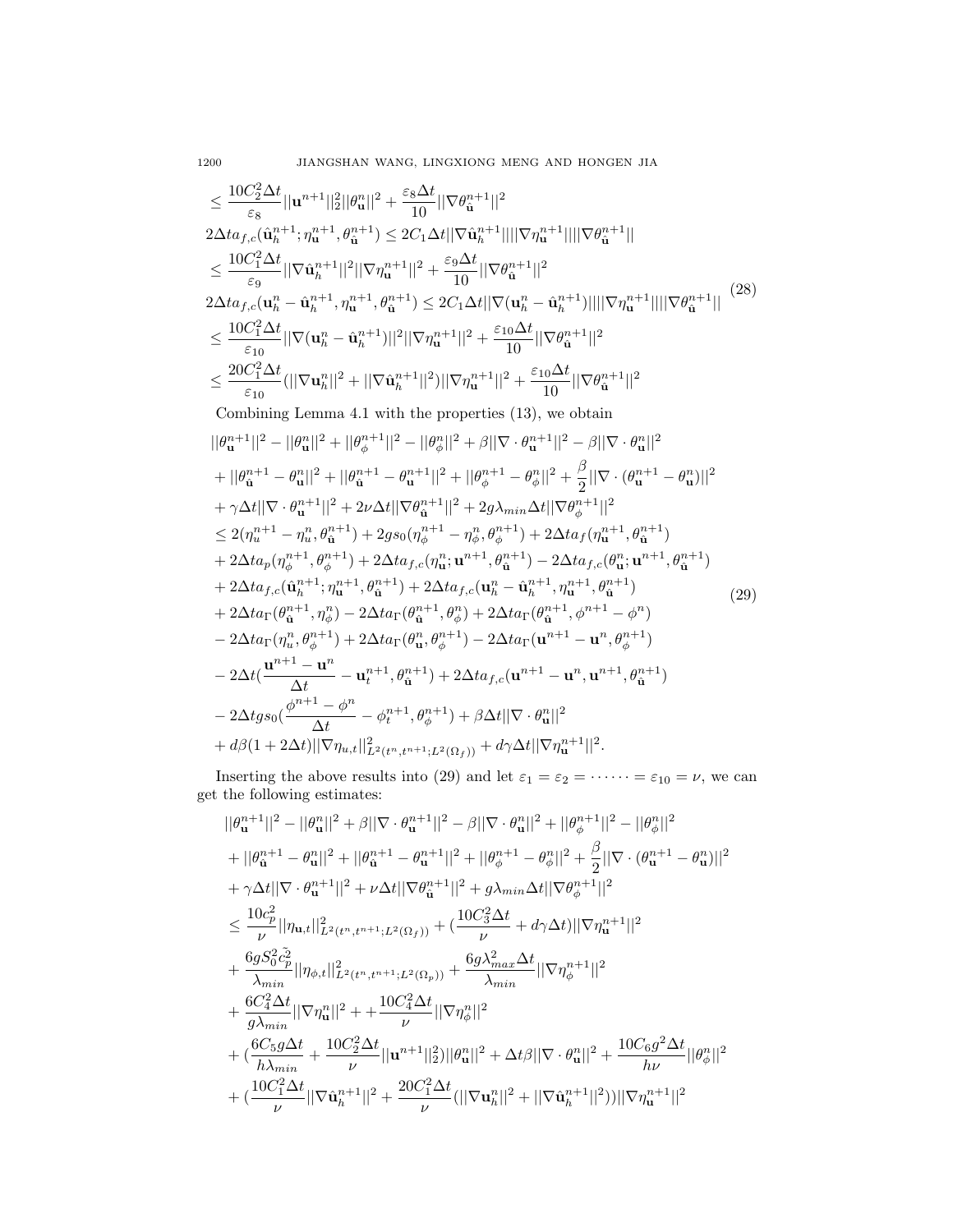$$
\begin{aligned}
&\leq \frac{10C_2^2\Delta t}{\varepsilon_8}||\mathbf{u}^{n+1}||_2^2||\theta_{\mathbf{u}}^n||^2+\frac{\varepsilon_8\Delta t}{10}||\nabla\theta_{\hat{\mathbf{u}}}^{n+1}||^2\\
&2\Delta t a_{f,c}(\hat{\mathbf{u}}_h^{n+1};\eta_{\mathbf{u}}^{n+1},\theta_{\hat{\mathbf{u}}}^{n+1})\leq 2C_1\Delta t||\nabla\hat{\mathbf{u}}_h^{n+1}||||\nabla\eta_{\mathbf{u}}^{n+1}||||\nabla\theta_{\hat{\mathbf{u}}}^{n+1}||\\
&\leq \frac{10C_1^2\Delta t}{\varepsilon_9}||\nabla\hat{\mathbf{u}}_h^{n+1}||^2||\nabla\eta_{\mathbf{u}}^{n+1}||^2+\frac{\varepsilon_9\Delta t}{10}||\nabla\theta_{\hat{\mathbf{u}}}^{n+1}||^2\\
&2\Delta t a_{f,c}(\mathbf{u}_h^n-\hat{\mathbf{u}}_h^{n+1},\eta_{\mathbf{u}}^{n+1},\theta_{\hat{\mathbf{u}}}^{n+1})\leq 2C_1\Delta t||\nabla(\mathbf{u}_h^n-\hat{\mathbf{u}}_h^{n+1})||||\nabla\eta_{\mathbf{u}}^{n+1}||||\nabla\theta_{\hat{\mathbf{u}}}^{n+1}||\\
&\leq \frac{10C_1^2\Delta t}{\varepsilon_{10}}||\nabla(\mathbf{u}_h^n-\hat{\mathbf{u}}_h^{n+1})||^2||\nabla\eta_{\mathbf{u}}^{n+1}||^2+\frac{\varepsilon_{10}\Delta t}{10}||\nabla\theta_{\hat{\mathbf{u}}}^{n+1}||^2\\
&\leq \frac{20C_1^2\Delta t}{\varepsilon_{10}}(||\nabla\mathbf{u}_h^n||^2+||\nabla\hat{\mathbf{u}}_h^{n+1}||^2)||\nabla\eta_{\mathbf{u}}^{n+1}||^2+\frac{\varepsilon_{10}\Delta t}{10}||\nabla\theta_{\hat{\mathbf{u}}}^{n+1}||^2
\end{aligned}
\tag{28}
$$

Combining Lemma 4.1 with the properties (13), we obtain

$$
\begin{aligned}
&||\theta_{\mathbf{u}}^{n+1}||^2-||\theta_{\mathbf{u}}^n||^2+||\theta_\phi^{n+1}||^2-||\theta_\phi^n||^2+\beta||\nabla\cdot\theta_{\mathbf{u}}^{n+1}||^2-\beta||\nabla\cdot\theta_{\mathbf{u}}^n||^2\\
&+||\theta_{\hat{\mathbf{u}}}^{n+1}-\theta_{\mathbf{u}}^n||^2+||\theta_{\hat{\mathbf{u}}}^{n+1}-\theta_{\mathbf{u}}^{n+1}||^2+||\theta_\phi^{n+1}-\theta_\phi^n||^2+\frac{\beta}{2}||\nabla\cdot(\theta_{\mathbf{u}}^{n+1}-\theta_{\mathbf{u}}^n)||^2\\
&+\gamma\Delta t||\nabla\cdot\theta_{\mathbf{u}}^{n+1}||^2+2\nu\Delta t||\nabla\theta_{\hat{\mathbf{u}}}^{n+1}||^2+2g\lambda_{min}\Delta t||\nabla\theta_\phi^{n+1}||^2\\
&\leq 2(\eta_u^{n+1}-\eta_u^n,\theta_{\hat{\mathbf{u}}}^{n+1})+2gs_0(\eta_\phi^{n+1}-\eta_\phi^n,\theta_\phi^{n+1})+2\Delta t a_f(\eta_{\mathbf{u}}^{n+1},\theta_{\hat{\mathbf{u}}}^{n+1})\\
&+2\Delta t a_p(\eta_\phi^{n+1},\theta_\phi^{n+1})+2\Delta t a_{f,c}(\eta_{\mathbf{u}}^n;\mathbf{u}^{n+1},\theta_{\hat{\mathbf{u}}}^{n+1})-2\Delta t a_{f,c}(\theta_{\mathbf{u}}^n;\mathbf{u}^{n+1},\theta_{\hat{\mathbf{u}}}^{n+1})\\
&+2\Delta t a_{f,c}(\hat{\mathbf{u}}_h^{n+1};\eta_{\mathbf{u}}^{n+1},\theta_{\hat{\mathbf{u}}}^{n+1})+2\Delta t a_{f,c}(\mathbf{u}_h^n-\hat{\mathbf{u}}_h^{n+1},\eta_{\mathbf{u}}^{n+1},\theta_{\hat{\mathbf{u}}}^{n+1})\\
&+2\Delta t a_\Gamma(\theta_{\hat{\mathbf{u}}}^{n+1},\eta_\phi^n)-2\Delta t a_\Gamma(\theta_{\hat{\mathbf{u}}}^{n+1},\theta_\phi^n)+2\Delta t a_\Gamma(\theta_{\hat{\mathbf{u}}}^{n+1},\phi^{n+1}-\phi^n)\\
&-2\Delta t a_\Gamma(\eta_u^n,\theta_\phi^{n+1})+2\Delta t a_\Gamma(\theta_{\mathbf{u}}^n,\theta_\phi^{n+1})-2\Delta t a_\Gamma(\mathbf{u}^{n+1}-\mathbf{u}^n,\theta_\phi^{n+1})\\
&-2\Delta t(\frac{\mathbf{u}^{n+1}-\mathbf{u}^n}{\Delta t}-\mathbf{u}_t^{n+1},\theta_{\hat{\mathbf{u}}}^{n+1})+2\Delta t a_{f,c}(\mathbf{u}^{n+1}-\mathbf{u}^n,\mathbf{u}^{n+1},\theta_{\hat{\mathbf{u}}}^{n+1})\\
&-2\Delta t g s_0(\frac{\phi^{n+1}-\phi^n}{\Delta t}-\phi_t^{n+1},\theta_\phi^{n+1})+\beta\Delta t||\nabla\cdot\theta_{\mathbf{u}}^n||^2\\
&+d\beta(1+2\Delta t)||\nabla\eta_{u,t}||^2_{L^2(t^n,t^{n+1};L^2(\Omega_f))}+d\gamma\Delta t||\nabla\eta_{\mathbf{u}}^{n+1}||^2.
\end{aligned}
\tag{29}
$$

Inserting the above results into (29) and let $\varepsilon_1=\varepsilon_2=\cdots\cdots=\varepsilon_{10}=\nu$, we can get the following estimates:

$$
\begin{aligned}
&||\theta_{\mathbf{u}}^{n+1}||^2-||\theta_{\mathbf{u}}^n||^2+\beta||\nabla\cdot\theta_{\mathbf{u}}^{n+1}||^2-\beta||\nabla\cdot\theta_{\mathbf{u}}^n||^2+||\theta_\phi^{n+1}||^2-||\theta_\phi^n||^2\\
&+||\theta_{\hat{\mathbf{u}}}^{n+1}-\theta_{\mathbf{u}}^n||^2+||\theta_{\hat{\mathbf{u}}}^{n+1}-\theta_{\mathbf{u}}^{n+1}||^2+||\theta_\phi^{n+1}-\theta_\phi^n||^2+\frac{\beta}{2}||\nabla\cdot(\theta_{\mathbf{u}}^{n+1}-\theta_{\mathbf{u}}^n)||^2\\
&+\gamma\Delta t||\nabla\cdot\theta_{\mathbf{u}}^{n+1}||^2+\nu\Delta t||\nabla\theta_{\hat{\mathbf{u}}}^{n+1}||^2+g\lambda_{min}\Delta t||\nabla\theta_\phi^{n+1}||^2\\
&\leq \frac{10c_p^2}{\nu}||\eta_{\mathbf{u},t}||^2_{L^2(t^n,t^{n+1};L^2(\Omega_f))}+(\frac{10C_3^2\Delta t}{\nu}+d\gamma\Delta t)||\nabla\eta_{\mathbf{u}}^{n+1}||^2\\
&+\frac{6gS_0^2\tilde{c_p^2}}{\lambda_{min}}||\eta_{\phi,t}||^2_{L^2(t^n,t^{n+1};L^2(\Omega_p))}+\frac{6g\lambda_{max}^2\Delta t}{\lambda_{min}}||\nabla\eta_\phi^{n+1}||^2\\
&+\frac{6C_4^2\Delta t}{g\lambda_{min}}||\nabla\eta_{\mathbf{u}}^n||^2++\frac{10C_4^2\Delta t}{\nu}||\nabla\eta_\phi^n||^2\\
&+(\frac{6C_5g\Delta t}{h\lambda_{min}}+\frac{10C_2^2\Delta t}{\nu}||\mathbf{u}^{n+1}||_2^2)||\theta_{\mathbf{u}}^n||^2+\Delta t\beta||\nabla\cdot\theta_{\mathbf{u}}^n||^2+\frac{10C_6g^2\Delta t}{h\nu}||\theta_\phi^n||^2\\
&+(\frac{10C_1^2\Delta t}{\nu}||\nabla\hat{\mathbf{u}}_h^{n+1}||^2+\frac{20C_1^2\Delta t}{\nu}(||\nabla\mathbf{u}_h^n||^2+||\nabla\hat{\mathbf{u}}_h^{n+1}||^2))||\nabla\eta_{\mathbf{u}}^{n+1}||^2
\end{aligned}
$$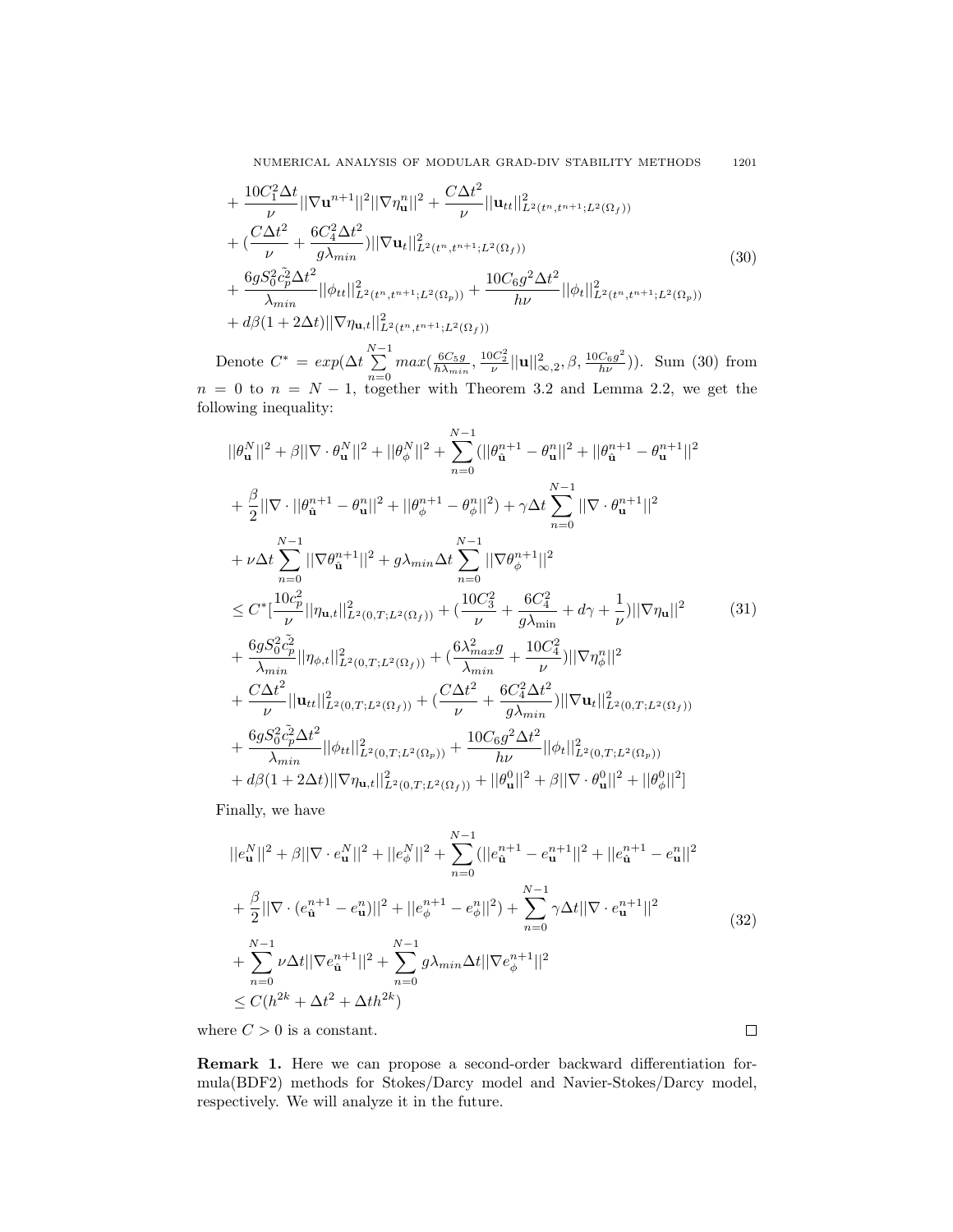$$
\begin{aligned}
&+\frac{10C_1^2\Delta t}{\nu}||\nabla \mathbf{u}^{n+1}||^2||\nabla \eta_{\mathbf{u}}^n||^2+\frac{C\Delta t^2}{\nu}||\mathbf{u}_{tt}||^2_{L^2(t^n,t^{n+1};L^2(\Omega_f))}\\
&+(\frac{C\Delta t^2}{\nu}+\frac{6C_4^2\Delta t^2}{g\lambda_{min}})||\nabla \mathbf{u}_t||^2_{L^2(t^n,t^{n+1};L^2(\Omega_f))}\\
&+\frac{6gS_0^2\tilde{c_p^2}\Delta t^2}{\lambda_{min}}||\phi_{tt}||^2_{L^2(t^n,t^{n+1};L^2(\Omega_p))}+\frac{10C_6g^2\Delta t^2}{h\nu}||\phi_t||^2_{L^2(t^n,t^{n+1};L^2(\Omega_p))}\\
&+d\beta(1+2\Delta t)||\nabla \eta_{\mathbf{u},t}||^2_{L^2(t^n,t^{n+1};L^2(\Omega_f))}
\end{aligned}
\tag{30}
$$

Denote $C^*=exp(\Delta t\sum_{n=0}^{N-1}max(\frac{6C_5g}{h\lambda_{min}},\frac{10C_2^2}{\nu}||\mathbf{u}||^2_{\infty,2},\beta,\frac{10C_6g^2}{h\nu}))$. Sum (30) from $n=0$ to $n=N-1$, together with Theorem 3.2 and Lemma 2.2, we get the following inequality:

$$
\begin{aligned}
&||\theta_{\mathbf{u}}^N||^2+\beta||\nabla\cdot\theta_{\mathbf{u}}^N||^2+||\theta_\phi^N||^2+\sum_{n=0}^{N-1}(||\theta_{\hat{\mathbf{u}}}^{n+1}-\theta_{\mathbf{u}}^n||^2+||\theta_{\hat{\mathbf{u}}}^{n+1}-\theta_{\mathbf{u}}^{n+1}||^2\\
&+\frac{\beta}{2}||\nabla\cdot||\theta_{\hat{\mathbf{u}}}^{n+1}-\theta_{\mathbf{u}}^n||^2+||\theta_\phi^{n+1}-\theta_\phi^n||^2)+\gamma\Delta t\sum_{n=0}^{N-1}||\nabla\cdot\theta_{\mathbf{u}}^{n+1}||^2\\
&+\nu\Delta t\sum_{n=0}^{N-1}||\nabla\theta_{\hat{\mathbf{u}}}^{n+1}||^2+g\lambda_{min}\Delta t\sum_{n=0}^{N-1}||\nabla\theta_\phi^{n+1}||^2\\
&\le C^*[\frac{10c_p^2}{\nu}||\eta_{\mathbf{u},t}||^2_{L^2(0,T;L^2(\Omega_f))}+(\frac{10C_3^2}{\nu}+\frac{6C_4^2}{g\lambda_{\min}}+d\gamma+\frac{1}{\nu})||\nabla\eta_{\mathbf{u}}||^2\\
&+\frac{6gS_0^2\tilde{c_p^2}}{\lambda_{min}}||\eta_{\phi,t}||^2_{L^2(0,T;L^2(\Omega_f))}+(\frac{6\lambda_{max}^2g}{\lambda_{min}}+\frac{10C_4^2}{\nu})||\nabla\eta_\phi^n||^2\\
&+\frac{C\Delta t^2}{\nu}||\mathbf{u}_{tt}||^2_{L^2(0,T;L^2(\Omega_f))}+(\frac{C\Delta t^2}{\nu}+\frac{6C_4^2\Delta t^2}{g\lambda_{min}})||\nabla\mathbf{u}_t||^2_{L^2(0,T;L^2(\Omega_f))}\\
&+\frac{6gS_0^2\tilde{c_p^2}\Delta t^2}{\lambda_{min}}||\phi_{tt}||^2_{L^2(0,T;L^2(\Omega_p))}+\frac{10C_6g^2\Delta t^2}{h\nu}||\phi_t||^2_{L^2(0,T;L^2(\Omega_p))}\\
&+d\beta(1+2\Delta t)||\nabla\eta_{\mathbf{u},t}||^2_{L^2(0,T;L^2(\Omega_f))}+||\theta_{\mathbf{u}}^0||^2+\beta||\nabla\cdot\theta_{\mathbf{u}}^0||^2+||\theta_\phi^0||^2]
\end{aligned}
\tag{31}
$$

Finally, we have

$$
\begin{aligned}
&||e_{\mathbf{u}}^N||^2+\beta||\nabla\cdot e_{\mathbf{u}}^N||^2+||e_\phi^N||^2+\sum_{n=0}^{N-1}(||e_{\hat{\mathbf{u}}}^{n+1}-e_{\mathbf{u}}^{n+1}||^2+||e_{\hat{\mathbf{u}}}^{n+1}-e_{\mathbf{u}}^n||^2\\
&+\frac{\beta}{2}||\nabla\cdot(e_{\hat{\mathbf{u}}}^{n+1}-e_{\mathbf{u}}^n)||^2+||e_\phi^{n+1}-e_\phi^n||^2)+\sum_{n=0}^{N-1}\gamma\Delta t||\nabla\cdot e_{\mathbf{u}}^{n+1}||^2\\
&+\sum_{n=0}^{N-1}\nu\Delta t||\nabla e_{\hat{\mathbf{u}}}^{n+1}||^2+\sum_{n=0}^{N-1}g\lambda_{min}\Delta t||\nabla e_\phi^{n+1}||^2\\
&\le C(h^{2k}+\Delta t^2+\Delta t h^{2k})
\end{aligned}
\tag{32}
$$

where $C>0$ is a constant. □

**Remark 1.** Here we can propose a second-order backward differentiation formula(BDF2) methods for Stokes/Darcy model and Navier-Stokes/Darcy model, respectively. We will analyze it in the future.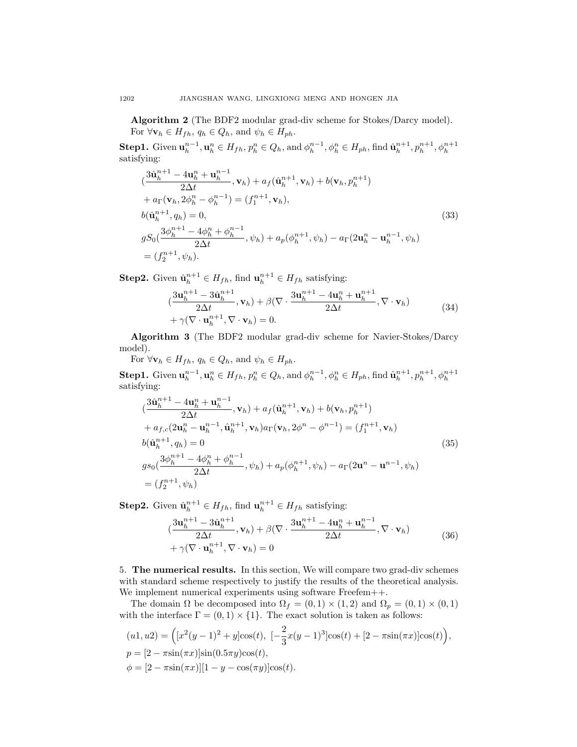**Algorithm 2** (The BDF2 modular grad-div scheme for Stokes/Darcy model).
For $\forall \mathbf{v}_h \in H_{fh}$, $q_h \in Q_h$, and $\psi_h \in H_{ph}$.

**Step1.** Given $\mathbf{u}_h^{n-1}, \mathbf{u}_h^n \in H_{fh}$, $p_h^n \in Q_h$, and $\phi_h^{n-1}, \phi_h^n \in H_{ph}$, find $\hat{\mathbf{u}}_h^{n+1}, p_h^{n+1}, \phi_h^{n+1}$ satisfying:

$$
\begin{aligned}
&(\frac{3\hat{\mathbf{u}}_h^{n+1} - 4\mathbf{u}_h^n + \mathbf{u}_h^{n-1}}{2\Delta t}, \mathbf{v}_h) + a_f(\hat{\mathbf{u}}_h^{n+1}, \mathbf{v}_h) + b(\mathbf{v}_h, p_h^{n+1}) \\
&+ a_\Gamma(\mathbf{v}_h, 2\phi_h^n - \phi_h^{n-1}) = (f_1^{n+1}, \mathbf{v}_h), \\
&b(\hat{\mathbf{u}}_h^{n+1}, q_h) = 0, \\
&gS_0(\frac{3\phi_h^{n+1} - 4\phi_h^n + \phi_h^{n-1}}{2\Delta t}, \psi_h) + a_p(\phi_h^{n+1}, \psi_h) - a_\Gamma(2\mathbf{u}_h^n - \mathbf{u}_h^{n-1}, \psi_h) \\
&= (f_2^{n+1}, \psi_h).
\end{aligned} \tag{33}
$$

**Step2.** Given $\hat{\mathbf{u}}_h^{n+1} \in H_{fh}$, find $\mathbf{u}_h^{n+1} \in H_{fh}$ satisfying:

$$
\begin{aligned}
&(\frac{3\mathbf{u}_h^{n+1} - 3\hat{\mathbf{u}}_h^{n+1}}{2\Delta t}, \mathbf{v}_h) + \beta(\nabla \cdot \frac{3\mathbf{u}_h^{n+1} - 4\mathbf{u}_h^n + \mathbf{u}_h^{n+1}}{2\Delta t}, \nabla \cdot \mathbf{v}_h) \\
&+ \gamma(\nabla \cdot \mathbf{u}_h^{n+1}, \nabla \cdot \mathbf{v}_h) = 0.
\end{aligned} \tag{34}
$$

**Algorithm 3** (The BDF2 modular grad-div scheme for Navier-Stokes/Darcy model).
For $\forall \mathbf{v}_h \in H_{fh}$, $q_h \in Q_h$, and $\psi_h \in H_{ph}$.

**Step1.** Given $\mathbf{u}_h^{n-1}, \mathbf{u}_h^n \in H_{fh}$, $p_h^n \in Q_h$, and $\phi_h^{n-1}, \phi_h^n \in H_{ph}$, find $\hat{\mathbf{u}}_h^{n+1}, p_h^{n+1}, \phi_h^{n+1}$ satisfying:

$$
\begin{aligned}
&(\frac{3\hat{\mathbf{u}}_h^{n+1} - 4\mathbf{u}_h^n + \mathbf{u}_h^{n-1}}{2\Delta t}, \mathbf{v}_h) + a_f(\hat{\mathbf{u}}_h^{n+1}, \mathbf{v}_h) + b(\mathbf{v}_h, p_h^{n+1}) \\
&+ a_{f,c}(2\mathbf{u}_h^n - \mathbf{u}_h^{n-1}, \hat{\mathbf{u}}_h^{n+1}, \mathbf{v}_h) a_\Gamma(\mathbf{v}_h, 2\phi^n - \phi^{n-1}) = (f_1^{n+1}, \mathbf{v}_h) \\
&b(\hat{\mathbf{u}}_h^{n+1}, q_h) = 0 \\
&gs_0(\frac{3\phi_h^{n+1} - 4\phi_h^n + \phi_h^{n-1}}{2\Delta t}, \psi_h) + a_p(\phi_h^{n+1}, \psi_h) - a_\Gamma(2\mathbf{u}^n - \mathbf{u}^{n-1}, \psi_h) \\
&= (f_2^{n+1}, \psi_h)
\end{aligned} \tag{35}
$$

**Step2.** Given $\hat{\mathbf{u}}_h^{n+1} \in H_{fh}$, find $\mathbf{u}_h^{n+1} \in H_{fh}$ satisfying:

$$
\begin{aligned}
&(\frac{3\mathbf{u}_h^{n+1} - 3\hat{\mathbf{u}}_h^{n+1}}{2\Delta t}, \mathbf{v}_h) + \beta(\nabla \cdot \frac{3\mathbf{u}_h^{n+1} - 4\mathbf{u}_h^n + \mathbf{u}_h^{n-1}}{2\Delta t}, \nabla \cdot \mathbf{v}_h) \\
&+ \gamma(\nabla \cdot \mathbf{u}_h^{n+1}, \nabla \cdot \mathbf{v}_h) = 0
\end{aligned} \tag{36}
$$

## 5. The numerical results.

In this section, We will compare two grad-div schemes with standard scheme respectively to justify the results of the theoretical analysis. We implement numerical experiments using software Freefem++.

The domain $\Omega$ be decomposed into $\Omega_f = (0,1) \times (1,2)$ and $\Omega_p = (0,1) \times (0,1)$ with the interface $\Gamma = (0,1) \times \{1\}$. The exact solution is taken as follows:

$$
\begin{aligned}
&(u1, u2) = \Big([x^2(y-1)^2 + y]\cos(t),\ [-\frac{2}{3}x(y-1)^3]\cos(t) + [2 - \pi\sin(\pi x)]\cos(t)\Big), \\
&p = [2 - \pi\sin(\pi x)]\sin(0.5\pi y)\cos(t), \\
&\phi = [2 - \pi\sin(\pi x)][1 - y - \cos(\pi y)]\cos(t).
\end{aligned}
$$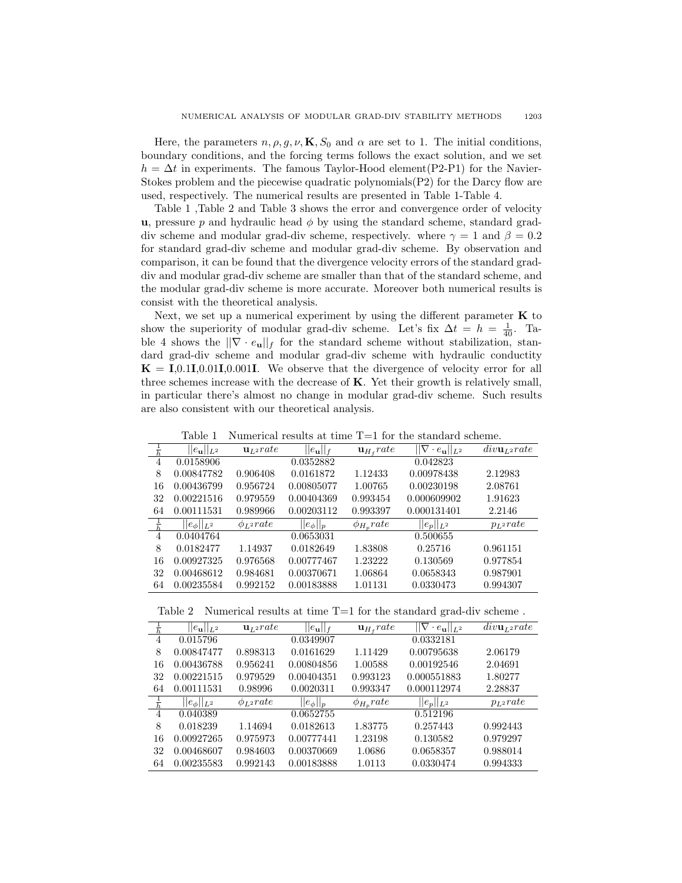Here, the parameters $n, \rho, g, \nu, \mathbf{K}, S_0$ and $\alpha$ are set to 1. The initial conditions, boundary conditions, and the forcing terms follows the exact solution, and we set $h = \Delta t$ in experiments. The famous Taylor-Hood element(P2-P1) for the Navier-Stokes problem and the piecewise quadratic polynomials(P2) for the Darcy flow are used, respectively. The numerical results are presented in Table 1-Table 4.

Table 1 ,Table 2 and Table 3 shows the error and convergence order of velocity $\mathbf{u}$, pressure $p$ and hydraulic head $\phi$ by using the standard scheme, standard grad-div scheme and modular grad-div scheme, respectively. where $\gamma = 1$ and $\beta = 0.2$ for standard grad-div scheme and modular grad-div scheme. By observation and comparison, it can be found that the divergence velocity errors of the standard grad-div and modular grad-div scheme are smaller than that of the standard scheme, and the modular grad-div scheme is more accurate. Moreover both numerical results is consist with the theoretical analysis.

Next, we set up a numerical experiment by using the different parameter $\mathbf{K}$ to show the superiority of modular grad-div scheme. Let's fix $\Delta t = h = \frac{1}{40}$. Table 4 shows the $||\nabla \cdot e_{\mathbf{u}}||_f$ for the standard scheme without stabilization, standard grad-div scheme and modular grad-div scheme with hydraulic conducty $\mathbf{K} = \mathbf{I}$,0.1$\mathbf{I}$,0.01$\mathbf{I}$,0.001$\mathbf{I}$. We observe that the divergence of velocity error for all three schemes increase with the decrease of $\mathbf{K}$. Yet their growth is relatively small, in particular there's almost no change in modular grad-div scheme. Such results are also consistent with our theoretical analysis.

Table 1 Numerical results at time T=1 for the standard scheme.

| $\frac{1}{h}$ | $\|\|e_{\mathbf{u}}\|\|_{L^2}$ | $\mathbf{u}_{L^2}rate$ | $\|\|e_{\mathbf{u}}\|\|_f$ | $\mathbf{u}_{H_f}rate$ | $\|\|\nabla \cdot e_{\mathbf{u}}\|\|_{L^2}$ | $div\mathbf{u}_{L^2}rate$ |
|---|---|---|---|---|---|---|
| 4 | 0.0158906 | | 0.0352882 | | 0.042823 | |
| 8 | 0.00847782 | 0.906408 | 0.0161872 | 1.12433 | 0.00978438 | 2.12983 |
| 16 | 0.00436799 | 0.956724 | 0.00805077 | 1.00765 | 0.00230198 | 2.08761 |
| 32 | 0.00221516 | 0.979559 | 0.00404369 | 0.993454 | 0.000609902 | 1.91623 |
| 64 | 0.00111531 | 0.989966 | 0.00203112 | 0.993397 | 0.000131401 | 2.2146 |
| $\frac{1}{h}$ | $\|\|e_{\phi}\|\|_{L^2}$ | $\phi_{L^2}rate$ | $\|\|e_{\phi}\|\|_p$ | $\phi_{H_p}rate$ | $\|\|e_p\|\|_{L^2}$ | $p_{L^2}rate$ |
| 4 | 0.0404764 | | 0.0653031 | | 0.500655 | |
| 8 | 0.0182477 | 1.14937 | 0.0182649 | 1.83808 | 0.25716 | 0.961151 |
| 16 | 0.00927325 | 0.976568 | 0.00777467 | 1.23222 | 0.130569 | 0.977854 |
| 32 | 0.00468612 | 0.984681 | 0.00370671 | 1.06864 | 0.0658343 | 0.987901 |
| 64 | 0.00235584 | 0.992152 | 0.00183888 | 1.01131 | 0.0330473 | 0.994307 |

Table 2 Numerical results at time T=1 for the standard grad-div scheme .

| $\frac{1}{h}$ | $\|\|e_{\mathbf{u}}\|\|_{L^2}$ | $\mathbf{u}_{L^2}rate$ | $\|\|e_{\mathbf{u}}\|\|_f$ | $\mathbf{u}_{H_f}rate$ | $\|\|\nabla \cdot e_{\mathbf{u}}\|\|_{L^2}$ | $div\mathbf{u}_{L^2}rate$ |
|---|---|---|---|---|---|---|
| 4 | 0.015796 | | 0.0349907 | | 0.0332181 | |
| 8 | 0.00847477 | 0.898313 | 0.0161629 | 1.11429 | 0.00795638 | 2.06179 |
| 16 | 0.00436788 | 0.956241 | 0.00804856 | 1.00588 | 0.00192546 | 2.04691 |
| 32 | 0.00221515 | 0.979529 | 0.00404351 | 0.993123 | 0.000551883 | 1.80277 |
| 64 | 0.00111531 | 0.98996 | 0.0020311 | 0.993347 | 0.000112974 | 2.28837 |
| $\frac{1}{h}$ | $\|\|e_{\phi}\|\|_{L^2}$ | $\phi_{L^2}rate$ | $\|\|e_{\phi}\|\|_p$ | $\phi_{H_p}rate$ | $\|\|e_p\|\|_{L^2}$ | $p_{L^2}rate$ |
| 4 | 0.040389 | | 0.0652755 | | 0.512196 | |
| 8 | 0.018239 | 1.14694 | 0.0182613 | 1.83775 | 0.257443 | 0.992443 |
| 16 | 0.00927265 | 0.975973 | 0.00777441 | 1.23198 | 0.130582 | 0.979297 |
| 32 | 0.00468607 | 0.984603 | 0.00370669 | 1.0686 | 0.0658357 | 0.988014 |
| 64 | 0.00235583 | 0.992143 | 0.00183888 | 1.0113 | 0.0330474 | 0.994333 |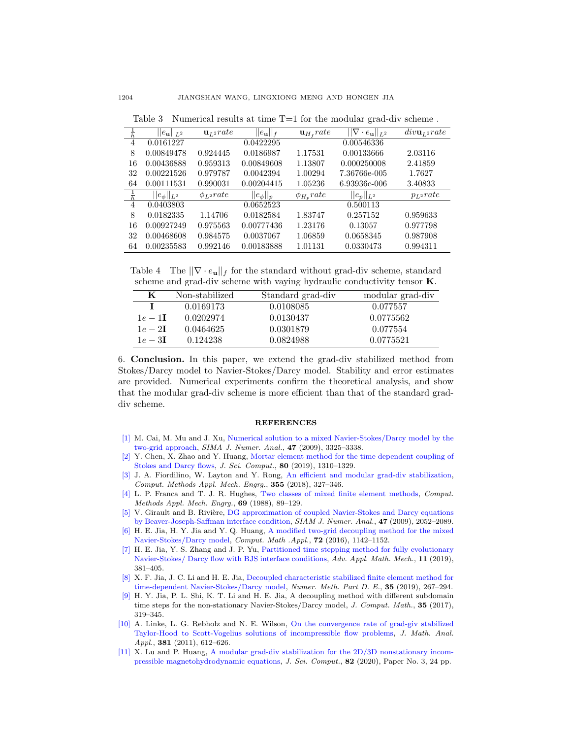Table 3 Numerical results at time T=1 for the modular grad-div scheme .

| $\frac{1}{h}$ | $\|\|e_{\mathbf{u}}\|\|_{L^2}$ | $\mathbf{u}_{L^2}rate$ | $\|\|e_{\mathbf{u}}\|\|_f$ | $\mathbf{u}_{H_f}rate$ | $\|\|\nabla\cdot e_{\mathbf{u}}\|\|_{L^2}$ | $div\mathbf{u}_{L^2}rate$ |
|---|---|---|---|---|---|---|
| 4 | 0.0161227 | | 0.0422295 | | 0.00546336 | |
| 8 | 0.00849478 | 0.924445 | 0.0186987 | 1.17531 | 0.00133666 | 2.03116 |
| 16 | 0.00436888 | 0.959313 | 0.00849608 | 1.13807 | 0.000250008 | 2.41859 |
| 32 | 0.00221526 | 0.979787 | 0.0042394 | 1.00294 | 7.36766e-005 | 1.7627 |
| 64 | 0.00111531 | 0.990031 | 0.00204415 | 1.05236 | 6.93936e-006 | 3.40833 |
| $\frac{1}{h}$ | $\|\|e_{\phi}\|\|_{L^2}$ | $\phi_{L^2}rate$ | $\|\|e_{\phi}\|\|_p$ | $\phi_{H_p}rate$ | $\|\|e_p\|\|_{L^2}$ | $p_{L^2}rate$ |
| 4 | 0.0403803 | | 0.0652523 | | 0.500113 | |
| 8 | 0.0182335 | 1.14706 | 0.0182584 | 1.83747 | 0.257152 | 0.959633 |
| 16 | 0.00927249 | 0.975563 | 0.00777436 | 1.23176 | 0.13057 | 0.977798 |
| 32 | 0.00468608 | 0.984575 | 0.0037067 | 1.06859 | 0.0658345 | 0.987908 |
| 64 | 0.00235583 | 0.992146 | 0.00183888 | 1.01131 | 0.0330473 | 0.994311 |

Table 4 The $\|\|\nabla\cdot e_{\mathbf{u}}\|\|_f$ for the standard without grad-div scheme, standard scheme and grad-div scheme with vaying hydraulic conductivity tensor $\mathbf{K}$.

| $\mathbf{K}$ | Non-stabilized | Standard grad-div | modular grad-div |
|---|---|---|---|
| $\mathbf{I}$ | 0.0169173 | 0.0108085 | 0.077557 |
| $1e-1\mathbf{I}$ | 0.0202974 | 0.0130437 | 0.0775562 |
| $1e-2\mathbf{I}$ | 0.0464625 | 0.0301879 | 0.077554 |
| $1e-3\mathbf{I}$ | 0.124238 | 0.0824988 | 0.0775521 |

## 6. Conclusion.

In this paper, we extend the grad-div stabilized method from Stokes/Darcy model to Navier-Stokes/Darcy model. Stability and error estimates are provided. Numerical experiments confirm the theoretical analysis, and show that the modular grad-div scheme is more efficient than that of the standard grad-div scheme.

## REFERENCES

[1] M. Cai, M. Mu and J. Xu, Numerical solution to a mixed Navier-Stokes/Darcy model by the two-grid approach, *SIMA J. Numer. Anal.*, **47** (2009), 3325–3338.

[2] Y. Chen, X. Zhao and Y. Huang, Mortar element method for the time dependent coupling of Stokes and Darcy flows, *J. Sci. Comput.*, **80** (2019), 1310–1329.

[3] J. A. Fiordilino, W. Layton and Y. Rong, An efficient and modular grad-div stabilization, *Comput. Methods Appl. Mech. Engrg.*, **355** (2018), 327–346.

[4] L. P. Franca and T. J. R. Hughes, Two classes of mixed finite element methods, *Comput. Methods Appl. Mech. Engrg.*, **69** (1988), 89–129.

[5] V. Girault and B. Rivière, DG approximation of coupled Navier-Stokes and Darcy equations by Beaver-Joseph-Saffman interface condition, *SIAM J. Numer. Anal.*, **47** (2009), 2052–2089.

[6] H. E. Jia, H. Y. Jia and Y. Q. Huang, A modified two-grid decoupling method for the mixed Navier-Stokes/Darcy model, *Comput. Math .Appl.*, **72** (2016), 1142–1152.

[7] H. E. Jia, Y. S. Zhang and J. P. Yu, Partitioned time stepping method for fully evolutionary Navier-Stokes/ Darcy flow with BJS interface conditions, *Adv. Appl. Math. Mech.*, **11** (2019), 381–405.

[8] X. F. Jia, J. C. Li and H. E. Jia, Decoupled characteristic stabilized finite element method for time-dependent Navier-Stokes/Darcy model, *Numer. Meth. Part D. E.*, **35** (2019), 267–294.

[9] H. Y. Jia, P. L. Shi, K. T. Li and H. E. Jia, A decoupling method with different subdomain time steps for the non-stationary Navier-Stokes/Darcy model, *J. Comput. Math.*, **35** (2017), 319–345.

[10] A. Linke, L. G. Rebholz and N. E. Wilson, On the convergence rate of grad-giv stabilized Taylor-Hood to Scott-Vogelius solutions of incompressible flow problems, *J. Math. Anal. Appl.*, **381** (2011), 612–626.

[11] X. Lu and P. Huang, A modular grad-div stabilization for the 2D/3D nonstationary incompressible magnetohydrodynamic equations, *J. Sci. Comput.*, **82** (2020), Paper No. 3, 24 pp.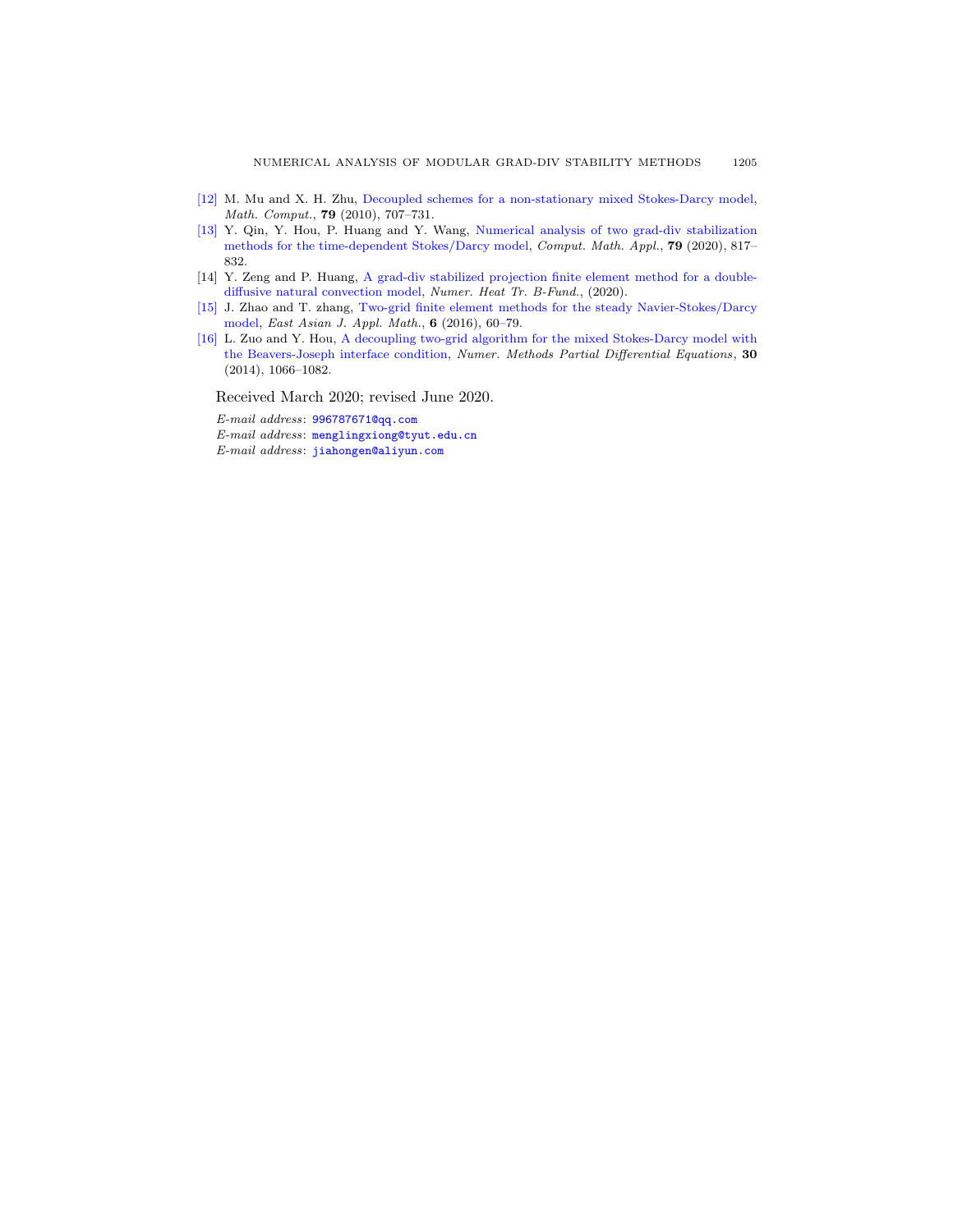[12] M. Mu and X. H. Zhu, Decoupled schemes for a non-stationary mixed Stokes-Darcy model, *Math. Comput.*, **79** (2010), 707–731.

[13] Y. Qin, Y. Hou, P. Huang and Y. Wang, Numerical analysis of two grad-div stabilization methods for the time-dependent Stokes/Darcy model, *Comput. Math. Appl.*, **79** (2020), 817–832.

[14] Y. Zeng and P. Huang, A grad-div stabilized projection finite element method for a double-diffusive natural convection model, *Numer. Heat Tr. B-Fund.*, (2020).

[15] J. Zhao and T. zhang, Two-grid finite element methods for the steady Navier-Stokes/Darcy model, *East Asian J. Appl. Math.*, **6** (2016), 60–79.

[16] L. Zuo and Y. Hou, A decoupling two-grid algorithm for the mixed Stokes-Darcy model with the Beavers-Joseph interface condition, *Numer. Methods Partial Differential Equations*, **30** (2014), 1066–1082.

Received March 2020; revised June 2020.

*E-mail address*: 996787671@qq.com
*E-mail address*: menglingxiong@tyut.edu.cn
*E-mail address*: jiahongen@aliyun.com